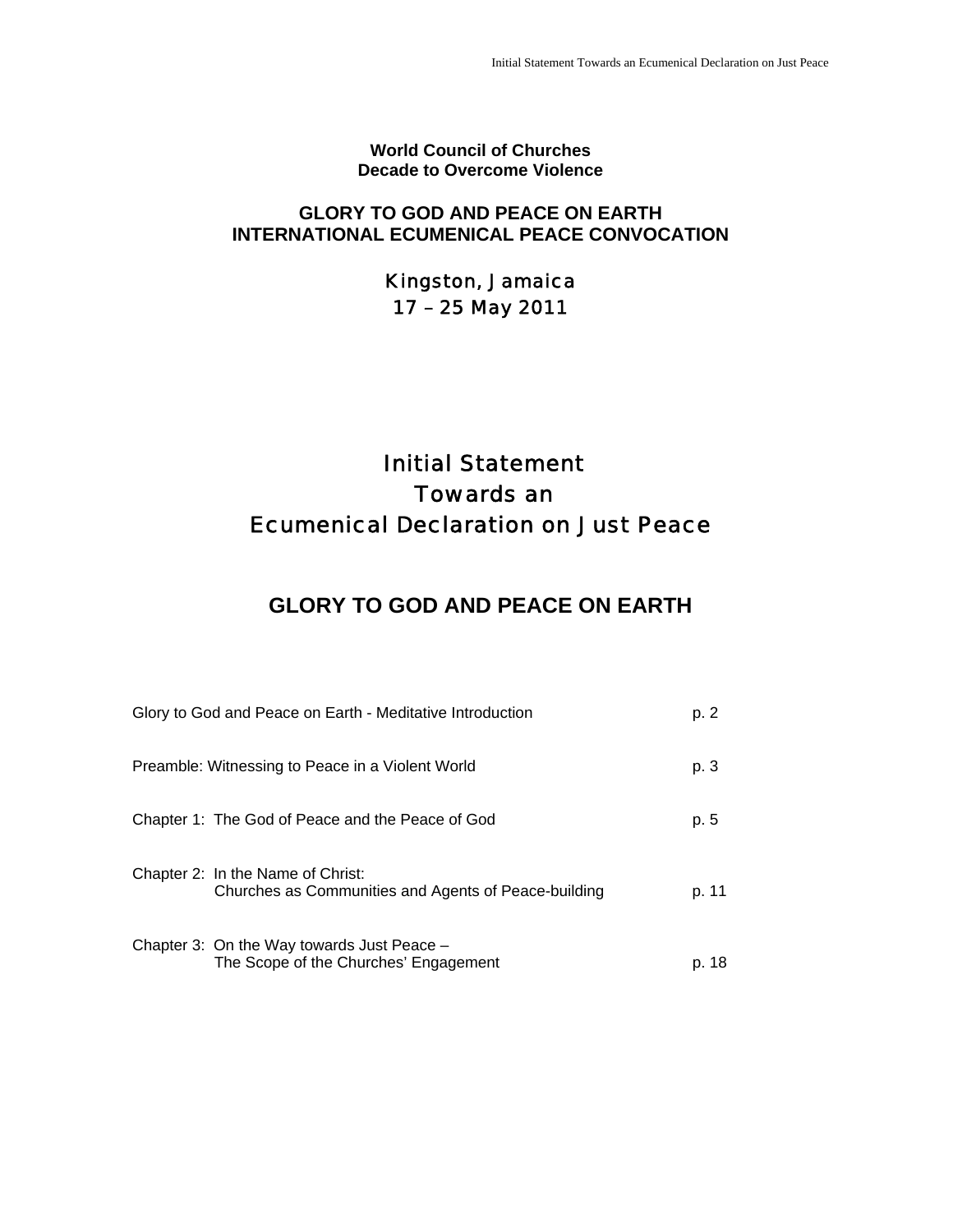**World Council of Churches**
**Decade to Overcome Violence**

**GLORY TO GOD AND PEACE ON EARTH**
**INTERNATIONAL ECUMENICAL PEACE CONVOCATION**

Kingston, Jamaica
17 – 25 May 2011

# Initial Statement Towards an Ecumenical Declaration on Just Peace

## GLORY TO GOD AND PEACE ON EARTH

| | |
|---|---|
| Glory to God and Peace on Earth - Meditative Introduction | p. 2 |
| Preamble: Witnessing to Peace in a Violent World | p. 3 |
| Chapter 1: The God of Peace and the Peace of God | p. 5 |
| Chapter 2: In the Name of Christ: Churches as Communities and Agents of Peace-building | p. 11 |
| Chapter 3: On the Way towards Just Peace – The Scope of the Churches' Engagement | p. 18 |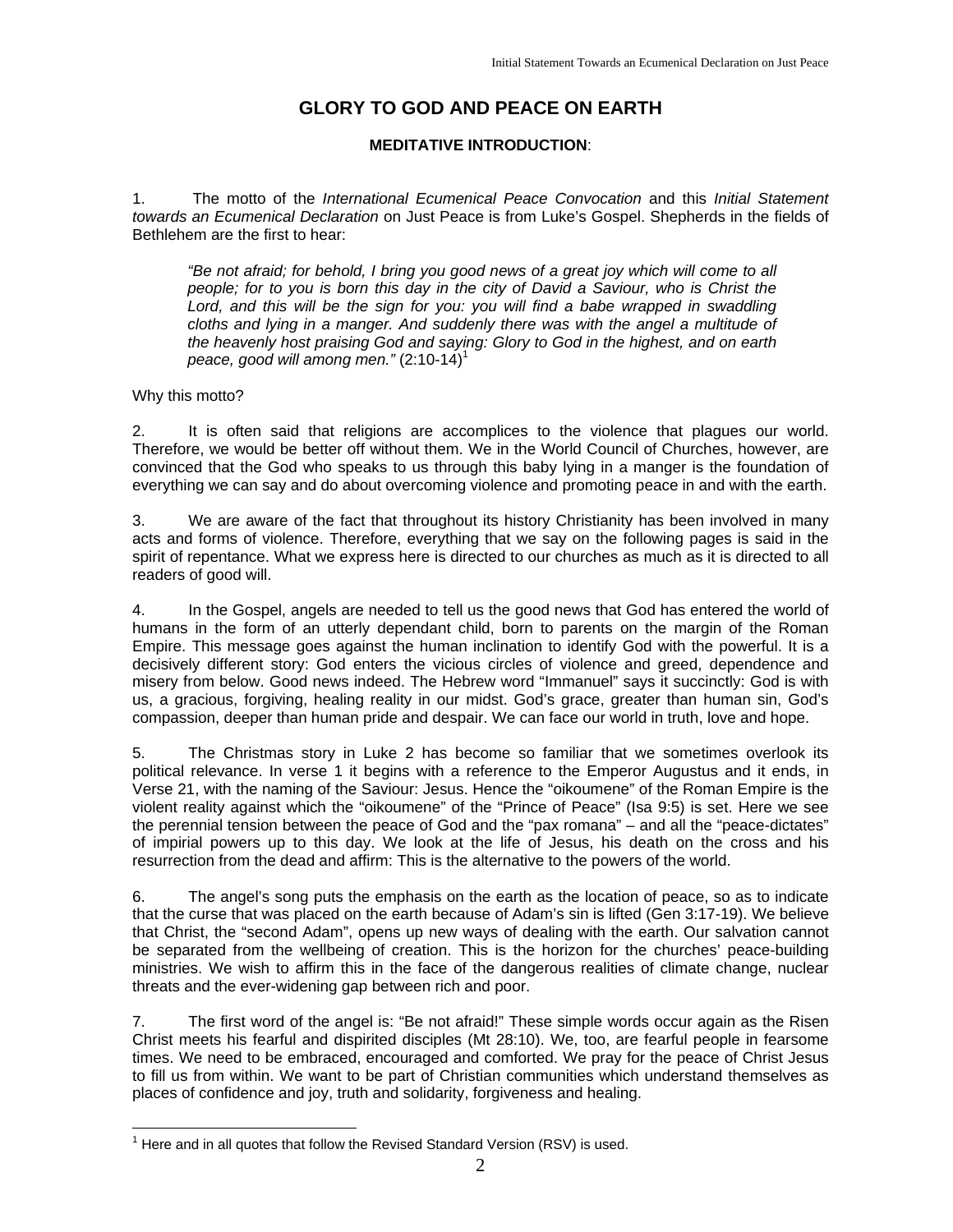# GLORY TO GOD AND PEACE ON EARTH

### MEDITATIVE INTRODUCTION:

1. The motto of the *International Ecumenical Peace Convocation* and this *Initial Statement towards an Ecumenical Declaration* on Just Peace is from Luke's Gospel. Shepherds in the fields of Bethlehem are the first to hear:

> *"Be not afraid; for behold, I bring you good news of a great joy which will come to all people; for to you is born this day in the city of David a Saviour, who is Christ the Lord, and this will be the sign for you: you will find a babe wrapped in swaddling cloths and lying in a manger. And suddenly there was with the angel a multitude of the heavenly host praising God and saying: Glory to God in the highest, and on earth peace, good will among men."* (2:10-14)[1]

Why this motto?

2. It is often said that religions are accomplices to the violence that plagues our world. Therefore, we would be better off without them. We in the World Council of Churches, however, are convinced that the God who speaks to us through this baby lying in a manger is the foundation of everything we can say and do about overcoming violence and promoting peace in and with the earth.

3. We are aware of the fact that throughout its history Christianity has been involved in many acts and forms of violence. Therefore, everything that we say on the following pages is said in the spirit of repentance. What we express here is directed to our churches as much as it is directed to all readers of good will.

4. In the Gospel, angels are needed to tell us the good news that God has entered the world of humans in the form of an utterly dependant child, born to parents on the margin of the Roman Empire. This message goes against the human inclination to identify God with the powerful. It is a decisively different story: God enters the vicious circles of violence and greed, dependence and misery from below. Good news indeed. The Hebrew word "Immanuel" says it succinctly: God is with us, a gracious, forgiving, healing reality in our midst. God's grace, greater than human sin, God's compassion, deeper than human pride and despair. We can face our world in truth, love and hope.

5. The Christmas story in Luke 2 has become so familiar that we sometimes overlook its political relevance. In verse 1 it begins with a reference to the Emperor Augustus and it ends, in Verse 21, with the naming of the Saviour: Jesus. Hence the "oikoumene" of the Roman Empire is the violent reality against which the "oikoumene" of the "Prince of Peace" (Isa 9:5) is set. Here we see the perennial tension between the peace of God and the "pax romana" – and all the "peace-dictates" of impirial powers up to this day. We look at the life of Jesus, his death on the cross and his resurrection from the dead and affirm: This is the alternative to the powers of the world.

6. The angel's song puts the emphasis on the earth as the location of peace, so as to indicate that the curse that was placed on the earth because of Adam's sin is lifted (Gen 3:17-19). We believe that Christ, the "second Adam", opens up new ways of dealing with the earth. Our salvation cannot be separated from the wellbeing of creation. This is the horizon for the churches' peace-building ministries. We wish to affirm this in the face of the dangerous realities of climate change, nuclear threats and the ever-widening gap between rich and poor.

7. The first word of the angel is: "Be not afraid!" These simple words occur again as the Risen Christ meets his fearful and dispirited disciples (Mt 28:10). We, too, are fearful people in fearsome times. We need to be embraced, encouraged and comforted. We pray for the peace of Christ Jesus to fill us from within. We want to be part of Christian communities which understand themselves as places of confidence and joy, truth and solidarity, forgiveness and healing.

---

[1] Here and in all quotes that follow the Revised Standard Version (RSV) is used.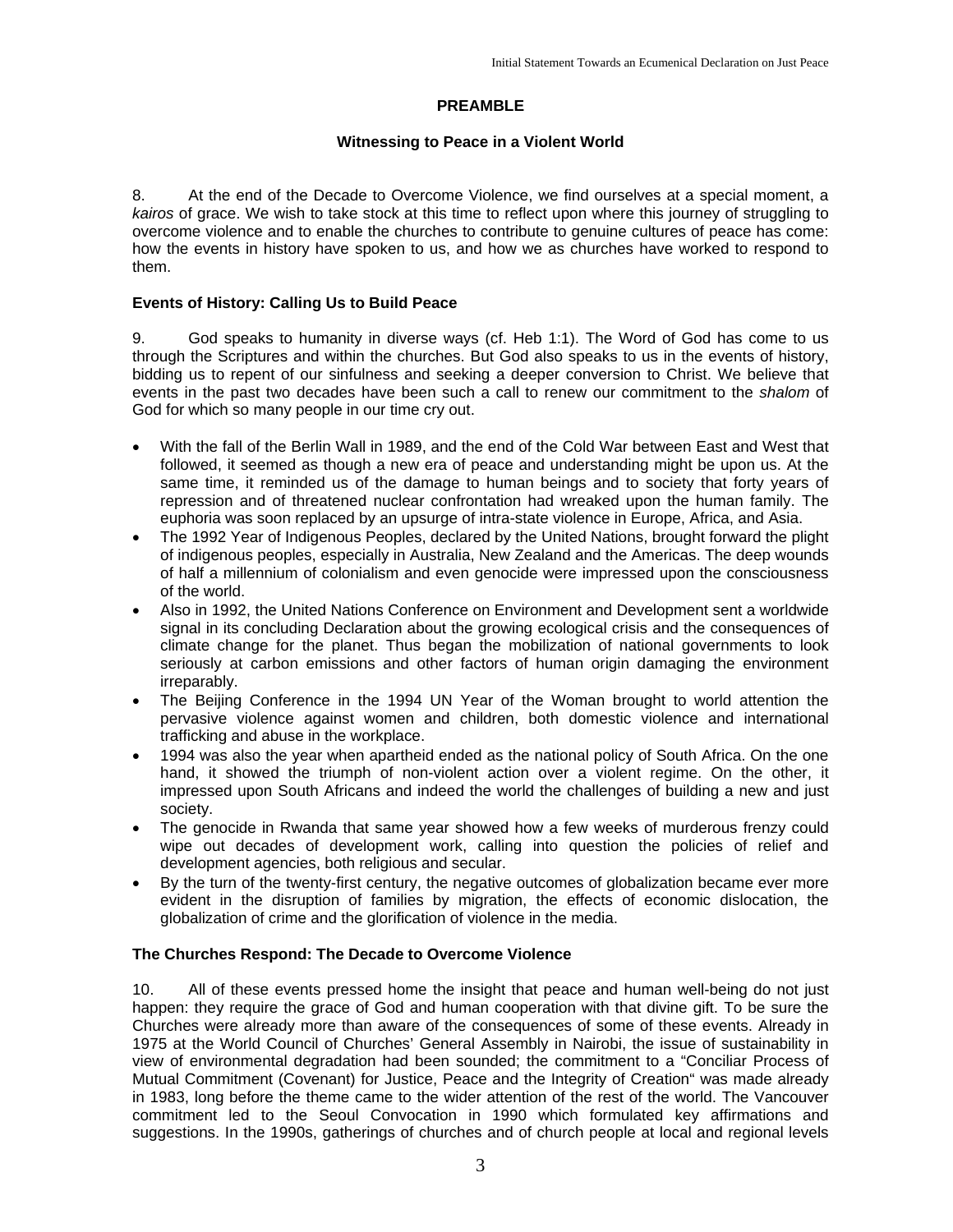## PREAMBLE

### Witnessing to Peace in a Violent World

8. At the end of the Decade to Overcome Violence, we find ourselves at a special moment, a *kairos* of grace. We wish to take stock at this time to reflect upon where this journey of struggling to overcome violence and to enable the churches to contribute to genuine cultures of peace has come: how the events in history have spoken to us, and how we as churches have worked to respond to them.

**Events of History: Calling Us to Build Peace**

9. God speaks to humanity in diverse ways (cf. Heb 1:1). The Word of God has come to us through the Scriptures and within the churches. But God also speaks to us in the events of history, bidding us to repent of our sinfulness and seeking a deeper conversion to Christ. We believe that events in the past two decades have been such a call to renew our commitment to the *shalom* of God for which so many people in our time cry out.

- With the fall of the Berlin Wall in 1989, and the end of the Cold War between East and West that followed, it seemed as though a new era of peace and understanding might be upon us. At the same time, it reminded us of the damage to human beings and to society that forty years of repression and of threatened nuclear confrontation had wreaked upon the human family. The euphoria was soon replaced by an upsurge of intra-state violence in Europe, Africa, and Asia.
- The 1992 Year of Indigenous Peoples, declared by the United Nations, brought forward the plight of indigenous peoples, especially in Australia, New Zealand and the Americas. The deep wounds of half a millennium of colonialism and even genocide were impressed upon the consciousness of the world.
- Also in 1992, the United Nations Conference on Environment and Development sent a worldwide signal in its concluding Declaration about the growing ecological crisis and the consequences of climate change for the planet. Thus began the mobilization of national governments to look seriously at carbon emissions and other factors of human origin damaging the environment irreparably.
- The Beijing Conference in the 1994 UN Year of the Woman brought to world attention the pervasive violence against women and children, both domestic violence and international trafficking and abuse in the workplace.
- 1994 was also the year when apartheid ended as the national policy of South Africa. On the one hand, it showed the triumph of non-violent action over a violent regime. On the other, it impressed upon South Africans and indeed the world the challenges of building a new and just society.
- The genocide in Rwanda that same year showed how a few weeks of murderous frenzy could wipe out decades of development work, calling into question the policies of relief and development agencies, both religious and secular.
- By the turn of the twenty-first century, the negative outcomes of globalization became ever more evident in the disruption of families by migration, the effects of economic dislocation, the globalization of crime and the glorification of violence in the media.

**The Churches Respond: The Decade to Overcome Violence**

10. All of these events pressed home the insight that peace and human well-being do not just happen: they require the grace of God and human cooperation with that divine gift. To be sure the Churches were already more than aware of the consequences of some of these events. Already in 1975 at the World Council of Churches' General Assembly in Nairobi, the issue of sustainability in view of environmental degradation had been sounded; the commitment to a "Conciliar Process of Mutual Commitment (Covenant) for Justice, Peace and the Integrity of Creation" was made already in 1983, long before the theme came to the wider attention of the rest of the world. The Vancouver commitment led to the Seoul Convocation in 1990 which formulated key affirmations and suggestions. In the 1990s, gatherings of churches and of church people at local and regional levels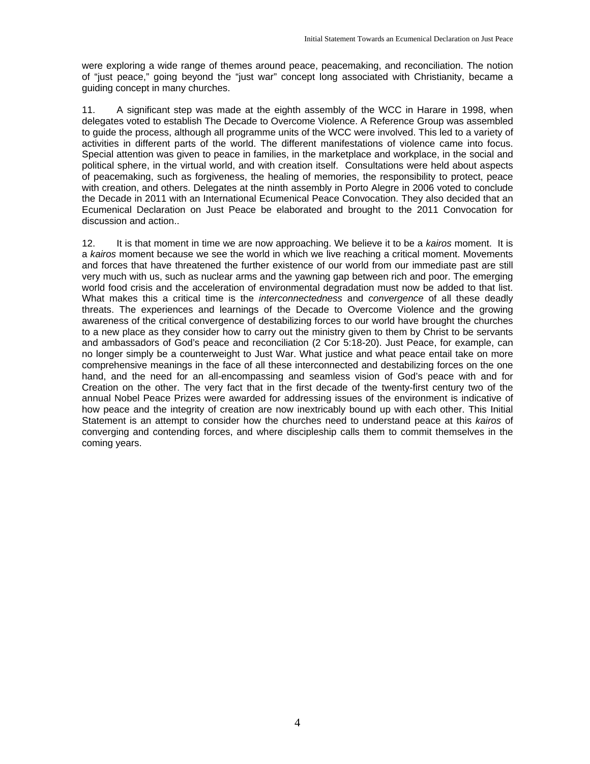were exploring a wide range of themes around peace, peacemaking, and reconciliation. The notion of “just peace,” going beyond the “just war” concept long associated with Christianity, became a guiding concept in many churches.

11. A significant step was made at the eighth assembly of the WCC in Harare in 1998, when delegates voted to establish The Decade to Overcome Violence. A Reference Group was assembled to guide the process, although all programme units of the WCC were involved. This led to a variety of activities in different parts of the world. The different manifestations of violence came into focus. Special attention was given to peace in families, in the marketplace and workplace, in the social and political sphere, in the virtual world, and with creation itself. Consultations were held about aspects of peacemaking, such as forgiveness, the healing of memories, the responsibility to protect, peace with creation, and others. Delegates at the ninth assembly in Porto Alegre in 2006 voted to conclude the Decade in 2011 with an International Ecumenical Peace Convocation. They also decided that an Ecumenical Declaration on Just Peace be elaborated and brought to the 2011 Convocation for discussion and action..

12. It is that moment in time we are now approaching. We believe it to be a *kairos* moment. It is a *kairos* moment because we see the world in which we live reaching a critical moment. Movements and forces that have threatened the further existence of our world from our immediate past are still very much with us, such as nuclear arms and the yawning gap between rich and poor. The emerging world food crisis and the acceleration of environmental degradation must now be added to that list. What makes this a critical time is the *interconnectedness* and *convergence* of all these deadly threats. The experiences and learnings of the Decade to Overcome Violence and the growing awareness of the critical convergence of destabilizing forces to our world have brought the churches to a new place as they consider how to carry out the ministry given to them by Christ to be servants and ambassadors of God’s peace and reconciliation (2 Cor 5:18-20). Just Peace, for example, can no longer simply be a counterweight to Just War. What justice and what peace entail take on more comprehensive meanings in the face of all these interconnected and destabilizing forces on the one hand, and the need for an all-encompassing and seamless vision of God’s peace with and for Creation on the other. The very fact that in the first decade of the twenty-first century two of the annual Nobel Peace Prizes were awarded for addressing issues of the environment is indicative of how peace and the integrity of creation are now inextricably bound up with each other. This Initial Statement is an attempt to consider how the churches need to understand peace at this *kairos* of converging and contending forces, and where discipleship calls them to commit themselves in the coming years.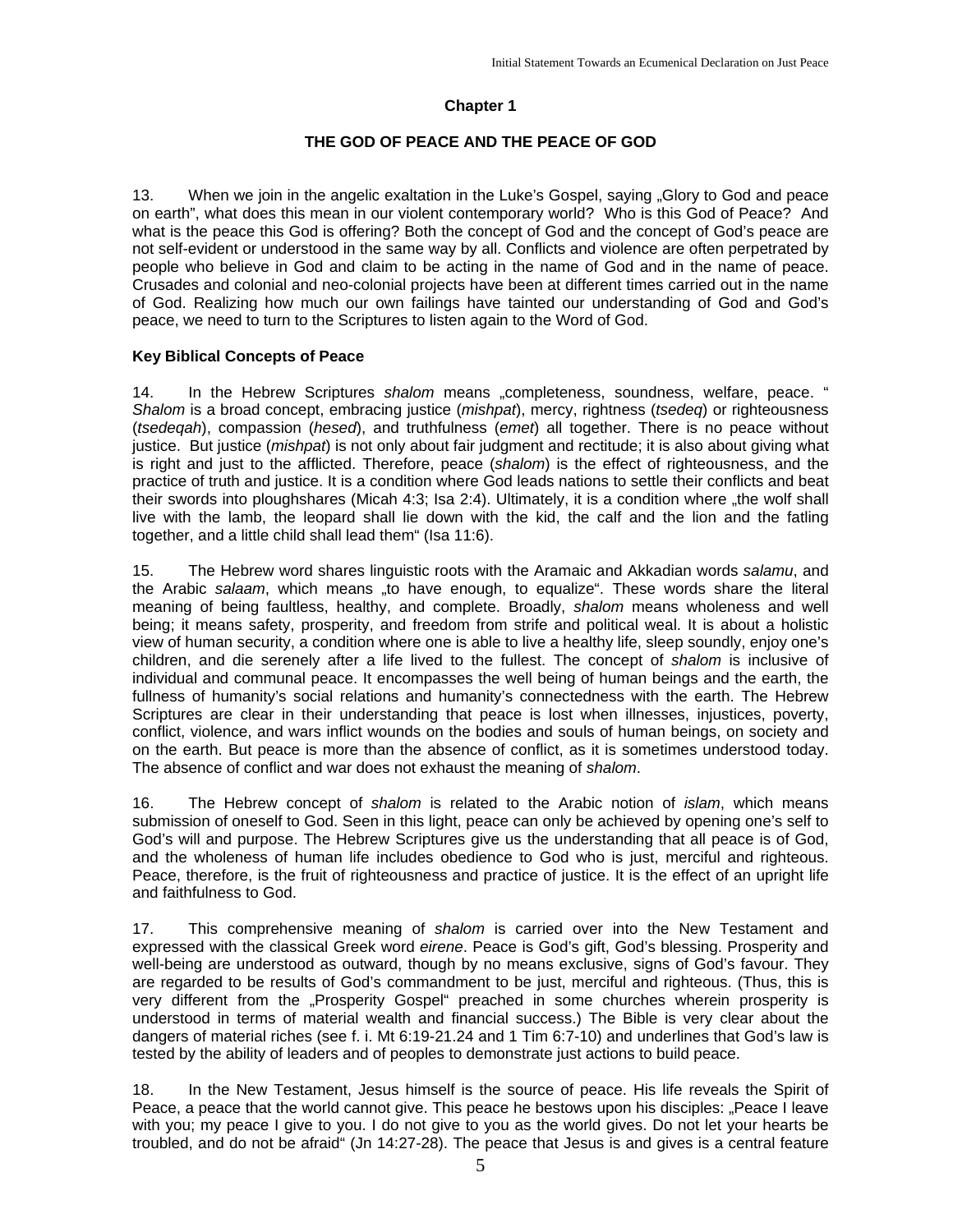# Chapter 1

## THE GOD OF PEACE AND THE PEACE OF GOD

13. When we join in the angelic exaltation in the Luke's Gospel, saying „Glory to God and peace on earth", what does this mean in our violent contemporary world? Who is this God of Peace? And what is the peace this God is offering? Both the concept of God and the concept of God's peace are not self-evident or understood in the same way by all. Conflicts and violence are often perpetrated by people who believe in God and claim to be acting in the name of God and in the name of peace. Crusades and colonial and neo-colonial projects have been at different times carried out in the name of God. Realizing how much our own failings have tainted our understanding of God and God's peace, we need to turn to the Scriptures to listen again to the Word of God.

### Key Biblical Concepts of Peace

14. In the Hebrew Scriptures *shalom* means „completeness, soundness, welfare, peace. " *Shalom* is a broad concept, embracing justice (*mishpat*), mercy, rightness (*tsedeq*) or righteousness (*tsedeqah*), compassion (*hesed*), and truthfulness (*emet*) all together. There is no peace without justice. But justice (*mishpat*) is not only about fair judgment and rectitude; it is also about giving what is right and just to the afflicted. Therefore, peace (*shalom*) is the effect of righteousness, and the practice of truth and justice. It is a condition where God leads nations to settle their conflicts and beat their swords into ploughshares (Micah 4:3; Isa 2:4). Ultimately, it is a condition where „the wolf shall live with the lamb, the leopard shall lie down with the kid, the calf and the lion and the fatling together, and a little child shall lead them" (Isa 11:6).

15. The Hebrew word shares linguistic roots with the Aramaic and Akkadian words *salamu*, and the Arabic *salaam*, which means „to have enough, to equalize". These words share the literal meaning of being faultless, healthy, and complete. Broadly, *shalom* means wholeness and well being; it means safety, prosperity, and freedom from strife and political weal. It is about a holistic view of human security, a condition where one is able to live a healthy life, sleep soundly, enjoy one's children, and die serenely after a life lived to the fullest. The concept of *shalom* is inclusive of individual and communal peace. It encompasses the well being of human beings and the earth, the fullness of humanity's social relations and humanity's connectedness with the earth. The Hebrew Scriptures are clear in their understanding that peace is lost when illnesses, injustices, poverty, conflict, violence, and wars inflict wounds on the bodies and souls of human beings, on society and on the earth. But peace is more than the absence of conflict, as it is sometimes understood today. The absence of conflict and war does not exhaust the meaning of *shalom*.

16. The Hebrew concept of *shalom* is related to the Arabic notion of *islam*, which means submission of oneself to God. Seen in this light, peace can only be achieved by opening one's self to God's will and purpose. The Hebrew Scriptures give us the understanding that all peace is of God, and the wholeness of human life includes obedience to God who is just, merciful and righteous. Peace, therefore, is the fruit of righteousness and practice of justice. It is the effect of an upright life and faithfulness to God.

17. This comprehensive meaning of *shalom* is carried over into the New Testament and expressed with the classical Greek word *eirene*. Peace is God's gift, God's blessing. Prosperity and well-being are understood as outward, though by no means exclusive, signs of God's favour. They are regarded to be results of God's commandment to be just, merciful and righteous. (Thus, this is very different from the „Prosperity Gospel" preached in some churches wherein prosperity is understood in terms of material wealth and financial success.) The Bible is very clear about the dangers of material riches (see f. i. Mt 6:19-21.24 and 1 Tim 6:7-10) and underlines that God's law is tested by the ability of leaders and of peoples to demonstrate just actions to build peace.

18. In the New Testament, Jesus himself is the source of peace. His life reveals the Spirit of Peace, a peace that the world cannot give. This peace he bestows upon his disciples: „Peace I leave with you; my peace I give to you. I do not give to you as the world gives. Do not let your hearts be troubled, and do not be afraid" (Jn 14:27-28). The peace that Jesus is and gives is a central feature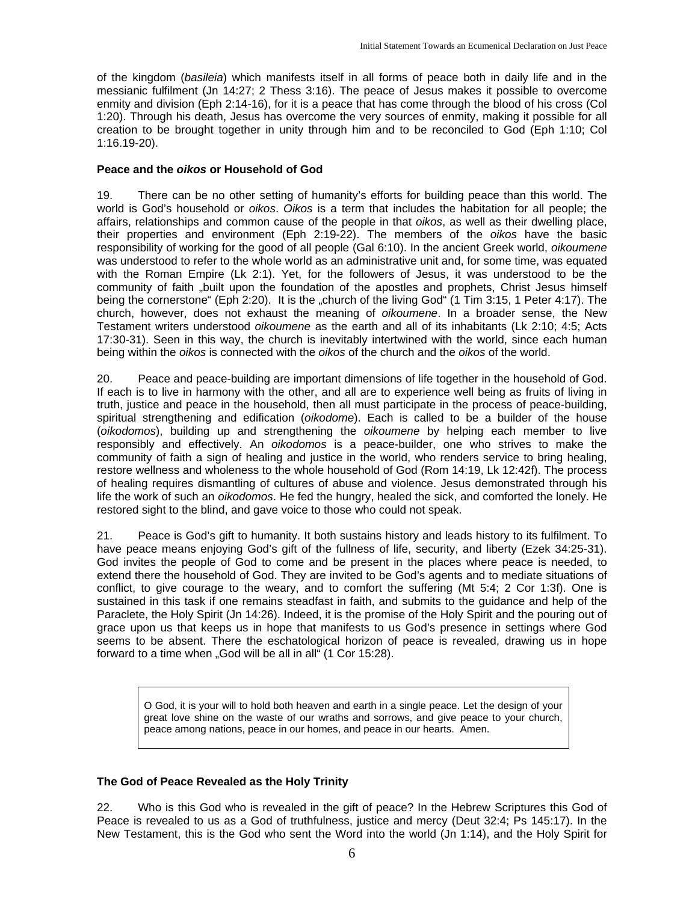of the kingdom (*basileia*) which manifests itself in all forms of peace both in daily life and in the messianic fulfilment (Jn 14:27; 2 Thess 3:16). The peace of Jesus makes it possible to overcome enmity and division (Eph 2:14-16), for it is a peace that has come through the blood of his cross (Col 1:20). Through his death, Jesus has overcome the very sources of enmity, making it possible for all creation to be brought together in unity through him and to be reconciled to God (Eph 1:10; Col 1:16.19-20).

### Peace and the *oikos* or Household of God

19. There can be no other setting of humanity's efforts for building peace than this world. The world is God's household or *oikos*. *Oikos* is a term that includes the habitation for all people; the affairs, relationships and common cause of the people in that *oikos*, as well as their dwelling place, their properties and environment (Eph 2:19-22). The members of the *oikos* have the basic responsibility of working for the good of all people (Gal 6:10). In the ancient Greek world, *oikoumene* was understood to refer to the whole world as an administrative unit and, for some time, was equated with the Roman Empire (Lk 2:1). Yet, for the followers of Jesus, it was understood to be the community of faith „built upon the foundation of the apostles and prophets, Christ Jesus himself being the cornerstone" (Eph 2:20). It is the „church of the living God" (1 Tim 3:15, 1 Peter 4:17). The church, however, does not exhaust the meaning of *oikoumene*. In a broader sense, the New Testament writers understood *oikoumene* as the earth and all of its inhabitants (Lk 2:10; 4:5; Acts 17:30-31). Seen in this way, the church is inevitably intertwined with the world, since each human being within the *oikos* is connected with the *oikos* of the church and the *oikos* of the world.

20. Peace and peace-building are important dimensions of life together in the household of God. If each is to live in harmony with the other, and all are to experience well being as fruits of living in truth, justice and peace in the household, then all must participate in the process of peace-building, spiritual strengthening and edification (*oikodome*). Each is called to be a builder of the house (*oikodomos*), building up and strengthening the *oikoumene* by helping each member to live responsibly and effectively. An *oikodomos* is a peace-builder, one who strives to make the community of faith a sign of healing and justice in the world, who renders service to bring healing, restore wellness and wholeness to the whole household of God (Rom 14:19, Lk 12:42f). The process of healing requires dismantling of cultures of abuse and violence. Jesus demonstrated through his life the work of such an *oikodomos*. He fed the hungry, healed the sick, and comforted the lonely. He restored sight to the blind, and gave voice to those who could not speak.

21. Peace is God's gift to humanity. It both sustains history and leads history to its fulfilment. To have peace means enjoying God's gift of the fullness of life, security, and liberty (Ezek 34:25-31). God invites the people of God to come and be present in the places where peace is needed, to extend there the household of God. They are invited to be God's agents and to mediate situations of conflict, to give courage to the weary, and to comfort the suffering (Mt 5:4; 2 Cor 1:3f). One is sustained in this task if one remains steadfast in faith, and submits to the guidance and help of the Paraclete, the Holy Spirit (Jn 14:26). Indeed, it is the promise of the Holy Spirit and the pouring out of grace upon us that keeps us in hope that manifests to us God's presence in settings where God seems to be absent. There the eschatological horizon of peace is revealed, drawing us in hope forward to a time when „God will be all in all" (1 Cor 15:28).

> O God, it is your will to hold both heaven and earth in a single peace. Let the design of your great love shine on the waste of our wraths and sorrows, and give peace to your church, peace among nations, peace in our homes, and peace in our hearts. Amen.

### The God of Peace Revealed as the Holy Trinity

22. Who is this God who is revealed in the gift of peace? In the Hebrew Scriptures this God of Peace is revealed to us as a God of truthfulness, justice and mercy (Deut 32:4; Ps 145:17). In the New Testament, this is the God who sent the Word into the world (Jn 1:14), and the Holy Spirit for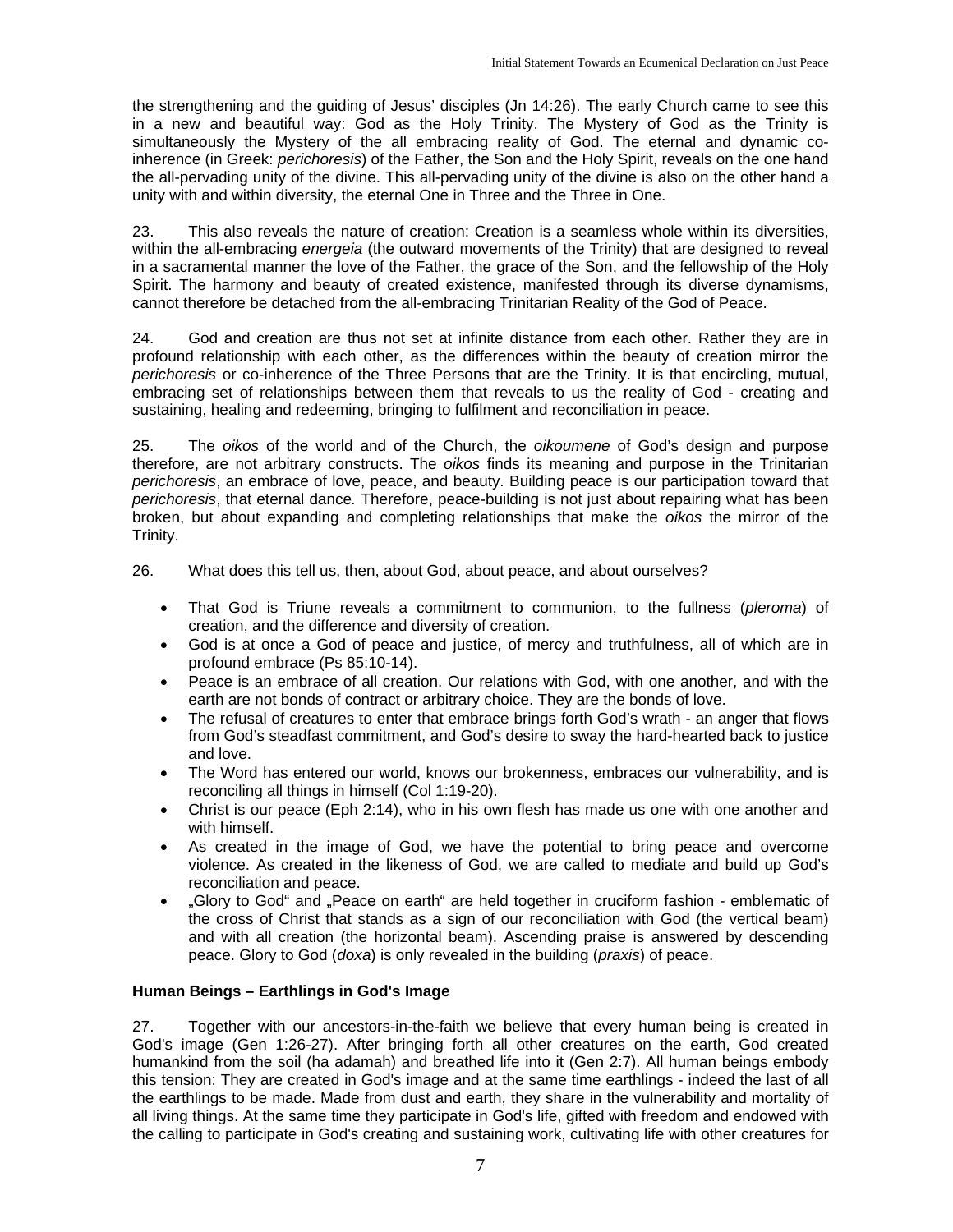the strengthening and the guiding of Jesus' disciples (Jn 14:26). The early Church came to see this in a new and beautiful way: God as the Holy Trinity. The Mystery of God as the Trinity is simultaneously the Mystery of the all embracing reality of God. The eternal and dynamic co-inherence (in Greek: *perichoresis*) of the Father, the Son and the Holy Spirit, reveals on the one hand the all-pervading unity of the divine. This all-pervading unity of the divine is also on the other hand a unity with and within diversity, the eternal One in Three and the Three in One.

23. This also reveals the nature of creation: Creation is a seamless whole within its diversities, within the all-embracing *energeia* (the outward movements of the Trinity) that are designed to reveal in a sacramental manner the love of the Father, the grace of the Son, and the fellowship of the Holy Spirit. The harmony and beauty of created existence, manifested through its diverse dynamisms, cannot therefore be detached from the all-embracing Trinitarian Reality of the God of Peace.

24. God and creation are thus not set at infinite distance from each other. Rather they are in profound relationship with each other, as the differences within the beauty of creation mirror the *perichoresis* or co-inherence of the Three Persons that are the Trinity. It is that encircling, mutual, embracing set of relationships between them that reveals to us the reality of God - creating and sustaining, healing and redeeming, bringing to fulfilment and reconciliation in peace.

25. The *oikos* of the world and of the Church, the *oikoumene* of God's design and purpose therefore, are not arbitrary constructs. The *oikos* finds its meaning and purpose in the Trinitarian *perichoresis*, an embrace of love, peace, and beauty. Building peace is our participation toward that *perichoresis*, that eternal dance. Therefore, peace-building is not just about repairing what has been broken, but about expanding and completing relationships that make the *oikos* the mirror of the Trinity.

26. What does this tell us, then, about God, about peace, and about ourselves?

- That God is Triune reveals a commitment to communion, to the fullness (*pleroma*) of creation, and the difference and diversity of creation.
- God is at once a God of peace and justice, of mercy and truthfulness, all of which are in profound embrace (Ps 85:10-14).
- Peace is an embrace of all creation. Our relations with God, with one another, and with the earth are not bonds of contract or arbitrary choice. They are the bonds of love.
- The refusal of creatures to enter that embrace brings forth God's wrath - an anger that flows from God's steadfast commitment, and God's desire to sway the hard-hearted back to justice and love.
- The Word has entered our world, knows our brokenness, embraces our vulnerability, and is reconciling all things in himself (Col 1:19-20).
- Christ is our peace (Eph 2:14), who in his own flesh has made us one with one another and with himself.
- As created in the image of God, we have the potential to bring peace and overcome violence. As created in the likeness of God, we are called to mediate and build up God's reconciliation and peace.
- „Glory to God" and „Peace on earth" are held together in cruciform fashion - emblematic of the cross of Christ that stands as a sign of our reconciliation with God (the vertical beam) and with all creation (the horizontal beam). Ascending praise is answered by descending peace. Glory to God (*doxa*) is only revealed in the building (*praxis*) of peace.

**Human Beings – Earthlings in God's Image**

27. Together with our ancestors-in-the-faith we believe that every human being is created in God's image (Gen 1:26-27). After bringing forth all other creatures on the earth, God created humankind from the soil (ha adamah) and breathed life into it (Gen 2:7). All human beings embody this tension: They are created in God's image and at the same time earthlings - indeed the last of all the earthlings to be made. Made from dust and earth, they share in the vulnerability and mortality of all living things. At the same time they participate in God's life, gifted with freedom and endowed with the calling to participate in God's creating and sustaining work, cultivating life with other creatures for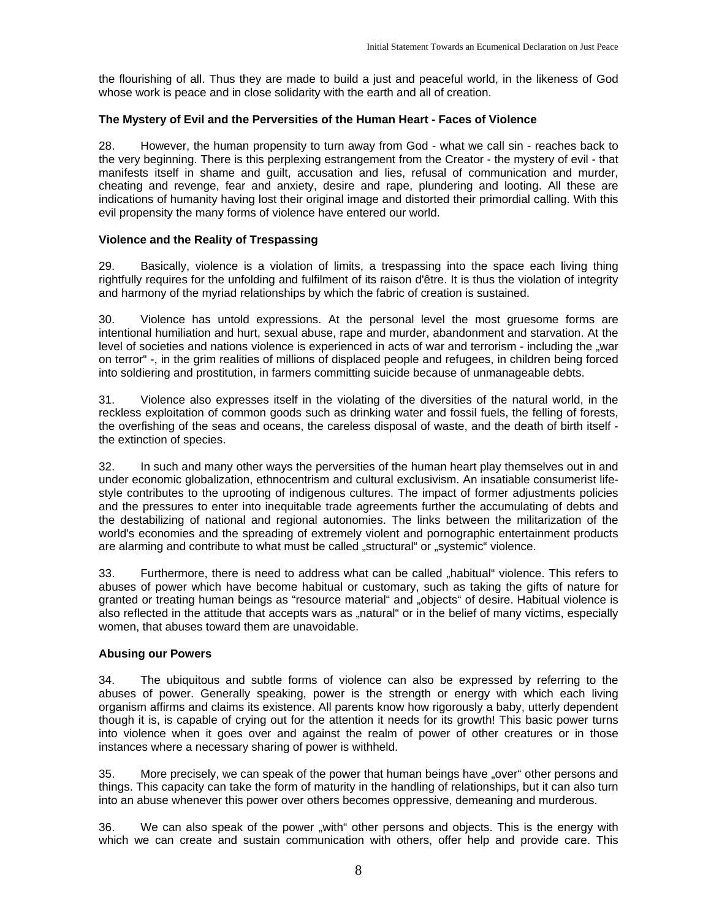the flourishing of all. Thus they are made to build a just and peaceful world, in the likeness of God whose work is peace and in close solidarity with the earth and all of creation.

**The Mystery of Evil and the Perversities of the Human Heart - Faces of Violence**

28. However, the human propensity to turn away from God - what we call sin - reaches back to the very beginning. There is this perplexing estrangement from the Creator - the mystery of evil - that manifests itself in shame and guilt, accusation and lies, refusal of communication and murder, cheating and revenge, fear and anxiety, desire and rape, plundering and looting. All these are indications of humanity having lost their original image and distorted their primordial calling. With this evil propensity the many forms of violence have entered our world.

**Violence and the Reality of Trespassing**

29. Basically, violence is a violation of limits, a trespassing into the space each living thing rightfully requires for the unfolding and fulfilment of its raison d'être. It is thus the violation of integrity and harmony of the myriad relationships by which the fabric of creation is sustained.

30. Violence has untold expressions. At the personal level the most gruesome forms are intentional humiliation and hurt, sexual abuse, rape and murder, abandonment and starvation. At the level of societies and nations violence is experienced in acts of war and terrorism - including the „war on terror" -, in the grim realities of millions of displaced people and refugees, in children being forced into soldiering and prostitution, in farmers committing suicide because of unmanageable debts.

31. Violence also expresses itself in the violating of the diversities of the natural world, in the reckless exploitation of common goods such as drinking water and fossil fuels, the felling of forests, the overfishing of the seas and oceans, the careless disposal of waste, and the death of birth itself - the extinction of species.

32. In such and many other ways the perversities of the human heart play themselves out in and under economic globalization, ethnocentrism and cultural exclusivism. An insatiable consumerist life-style contributes to the uprooting of indigenous cultures. The impact of former adjustments policies and the pressures to enter into inequitable trade agreements further the accumulating of debts and the destabilizing of national and regional autonomies. The links between the militarization of the world's economies and the spreading of extremely violent and pornographic entertainment products are alarming and contribute to what must be called „structural" or „systemic" violence.

33. Furthermore, there is need to address what can be called „habitual" violence. This refers to abuses of power which have become habitual or customary, such as taking the gifts of nature for granted or treating human beings as "resource material" and „objects" of desire. Habitual violence is also reflected in the attitude that accepts wars as „natural" or in the belief of many victims, especially women, that abuses toward them are unavoidable.

**Abusing our Powers**

34. The ubiquitous and subtle forms of violence can also be expressed by referring to the abuses of power. Generally speaking, power is the strength or energy with which each living organism affirms and claims its existence. All parents know how rigorously a baby, utterly dependent though it is, is capable of crying out for the attention it needs for its growth! This basic power turns into violence when it goes over and against the realm of power of other creatures or in those instances where a necessary sharing of power is withheld.

35. More precisely, we can speak of the power that human beings have „over" other persons and things. This capacity can take the form of maturity in the handling of relationships, but it can also turn into an abuse whenever this power over others becomes oppressive, demeaning and murderous.

36. We can also speak of the power „with" other persons and objects. This is the energy with which we can create and sustain communication with others, offer help and provide care. This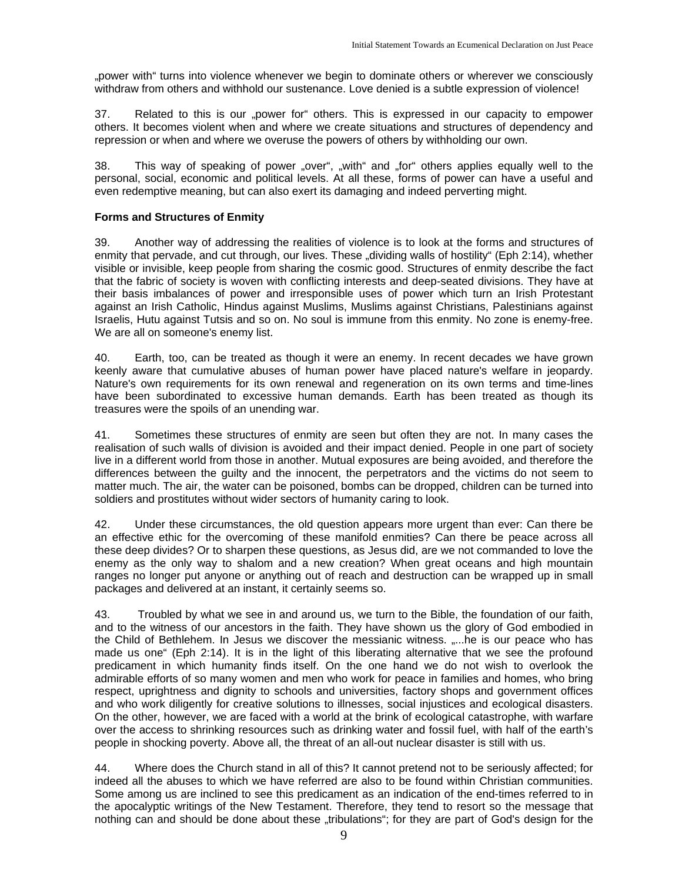„power with" turns into violence whenever we begin to dominate others or wherever we consciously withdraw from others and withhold our sustenance. Love denied is a subtle expression of violence!

37. Related to this is our „power for" others. This is expressed in our capacity to empower others. It becomes violent when and where we create situations and structures of dependency and repression or when and where we overuse the powers of others by withholding our own.

38. This way of speaking of power „over", „with" and „for" others applies equally well to the personal, social, economic and political levels. At all these, forms of power can have a useful and even redemptive meaning, but can also exert its damaging and indeed perverting might.

**Forms and Structures of Enmity**

39. Another way of addressing the realities of violence is to look at the forms and structures of enmity that pervade, and cut through, our lives. These „dividing walls of hostility" (Eph 2:14), whether visible or invisible, keep people from sharing the cosmic good. Structures of enmity describe the fact that the fabric of society is woven with conflicting interests and deep-seated divisions. They have at their basis imbalances of power and irresponsible uses of power which turn an Irish Protestant against an Irish Catholic, Hindus against Muslims, Muslims against Christians, Palestinians against Israelis, Hutu against Tutsis and so on. No soul is immune from this enmity. No zone is enemy-free. We are all on someone's enemy list.

40. Earth, too, can be treated as though it were an enemy. In recent decades we have grown keenly aware that cumulative abuses of human power have placed nature's welfare in jeopardy. Nature's own requirements for its own renewal and regeneration on its own terms and time-lines have been subordinated to excessive human demands. Earth has been treated as though its treasures were the spoils of an unending war.

41. Sometimes these structures of enmity are seen but often they are not. In many cases the realisation of such walls of division is avoided and their impact denied. People in one part of society live in a different world from those in another. Mutual exposures are being avoided, and therefore the differences between the guilty and the innocent, the perpetrators and the victims do not seem to matter much. The air, the water can be poisoned, bombs can be dropped, children can be turned into soldiers and prostitutes without wider sectors of humanity caring to look.

42. Under these circumstances, the old question appears more urgent than ever: Can there be an effective ethic for the overcoming of these manifold enmities? Can there be peace across all these deep divides? Or to sharpen these questions, as Jesus did, are we not commanded to love the enemy as the only way to shalom and a new creation? When great oceans and high mountain ranges no longer put anyone or anything out of reach and destruction can be wrapped up in small packages and delivered at an instant, it certainly seems so.

43. Troubled by what we see in and around us, we turn to the Bible, the foundation of our faith, and to the witness of our ancestors in the faith. They have shown us the glory of God embodied in the Child of Bethlehem. In Jesus we discover the messianic witness. „...he is our peace who has made us one" (Eph 2:14). It is in the light of this liberating alternative that we see the profound predicament in which humanity finds itself. On the one hand we do not wish to overlook the admirable efforts of so many women and men who work for peace in families and homes, who bring respect, uprightness and dignity to schools and universities, factory shops and government offices and who work diligently for creative solutions to illnesses, social injustices and ecological disasters. On the other, however, we are faced with a world at the brink of ecological catastrophe, with warfare over the access to shrinking resources such as drinking water and fossil fuel, with half of the earth's people in shocking poverty. Above all, the threat of an all-out nuclear disaster is still with us.

44. Where does the Church stand in all of this? It cannot pretend not to be seriously affected; for indeed all the abuses to which we have referred are also to be found within Christian communities. Some among us are inclined to see this predicament as an indication of the end-times referred to in the apocalyptic writings of the New Testament. Therefore, they tend to resort so the message that nothing can and should be done about these „tribulations"; for they are part of God's design for the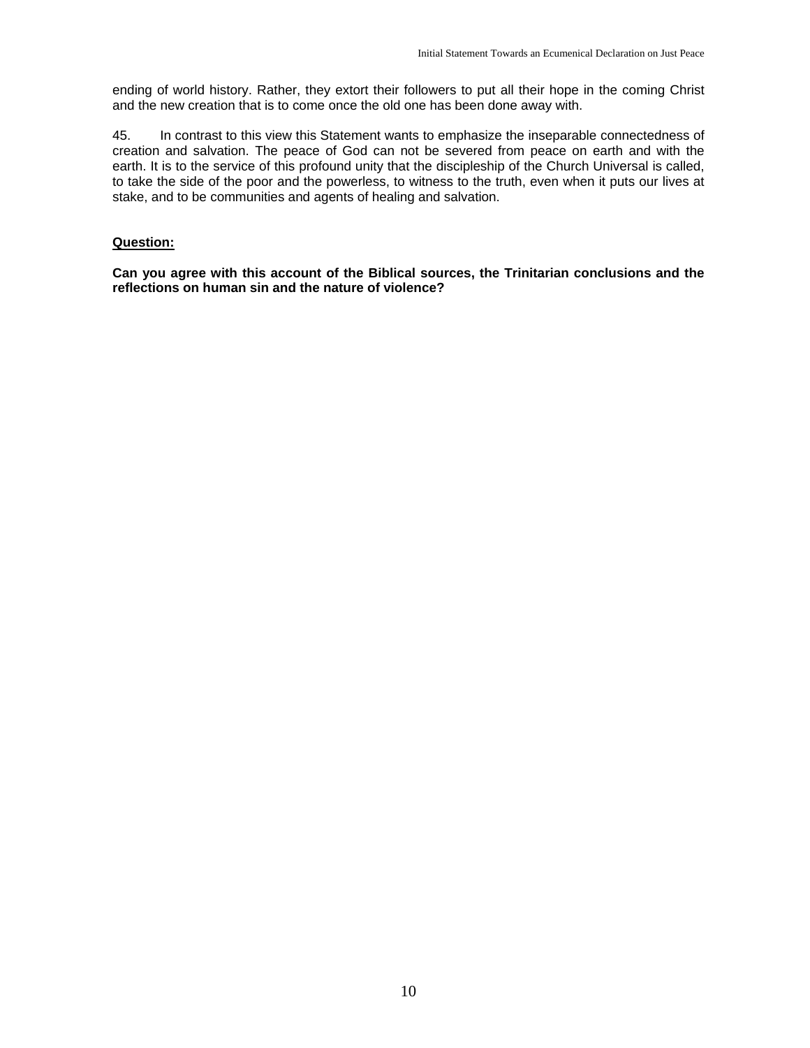ending of world history. Rather, they extort their followers to put all their hope in the coming Christ and the new creation that is to come once the old one has been done away with.

45. In contrast to this view this Statement wants to emphasize the inseparable connectedness of creation and salvation. The peace of God can not be severed from peace on earth and with the earth. It is to the service of this profound unity that the discipleship of the Church Universal is called, to take the side of the poor and the powerless, to witness to the truth, even when it puts our lives at stake, and to be communities and agents of healing and salvation.

**Question:**

**Can you agree with this account of the Biblical sources, the Trinitarian conclusions and the reflections on human sin and the nature of violence?**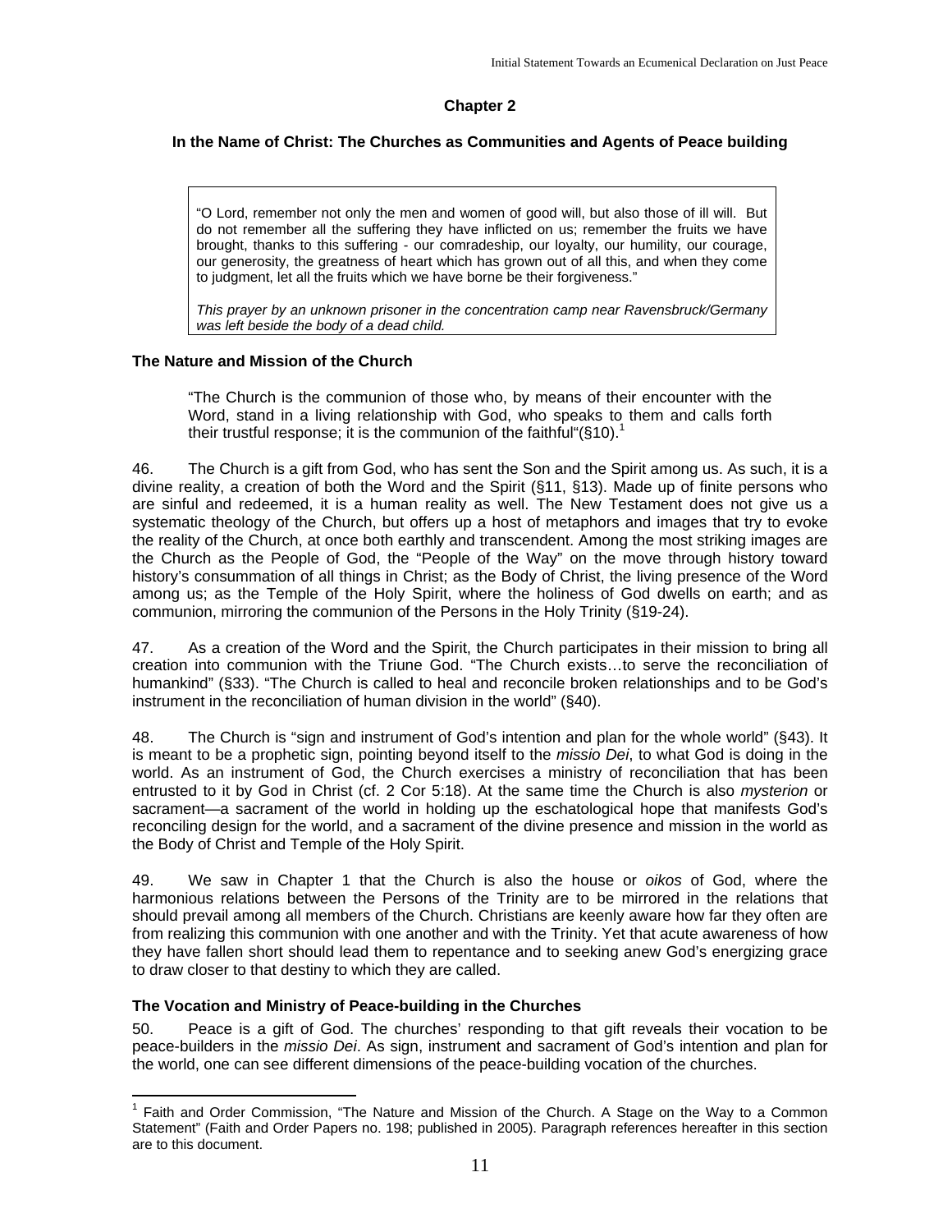# Chapter 2

## In the Name of Christ: The Churches as Communities and Agents of Peace building

> "O Lord, remember not only the men and women of good will, but also those of ill will. But do not remember all the suffering they have inflicted on us; remember the fruits we have brought, thanks to this suffering - our comradeship, our loyalty, our humility, our courage, our generosity, the greatness of heart which has grown out of all this, and when they come to judgment, let all the fruits which we have borne be their forgiveness."
>
> *This prayer by an unknown prisoner in the concentration camp near Ravensbruck/Germany was left beside the body of a dead child.*

### The Nature and Mission of the Church

> "The Church is the communion of those who, by means of their encounter with the Word, stand in a living relationship with God, who speaks to them and calls forth their trustful response; it is the communion of the faithful"(§10).[1]

46. The Church is a gift from God, who has sent the Son and the Spirit among us. As such, it is a divine reality, a creation of both the Word and the Spirit (§11, §13). Made up of finite persons who are sinful and redeemed, it is a human reality as well. The New Testament does not give us a systematic theology of the Church, but offers up a host of metaphors and images that try to evoke the reality of the Church, at once both earthly and transcendent. Among the most striking images are the Church as the People of God, the "People of the Way" on the move through history toward history's consummation of all things in Christ; as the Body of Christ, the living presence of the Word among us; as the Temple of the Holy Spirit, where the holiness of God dwells on earth; and as communion, mirroring the communion of the Persons in the Holy Trinity (§19-24).

47. As a creation of the Word and the Spirit, the Church participates in their mission to bring all creation into communion with the Triune God. "The Church exists…to serve the reconciliation of humankind" (§33). "The Church is called to heal and reconcile broken relationships and to be God's instrument in the reconciliation of human division in the world" (§40).

48. The Church is "sign and instrument of God's intention and plan for the whole world" (§43). It is meant to be a prophetic sign, pointing beyond itself to the *missio Dei*, to what God is doing in the world. As an instrument of God, the Church exercises a ministry of reconciliation that has been entrusted to it by God in Christ (cf. 2 Cor 5:18). At the same time the Church is also *mysterion* or sacrament—a sacrament of the world in holding up the eschatological hope that manifests God's reconciling design for the world, and a sacrament of the divine presence and mission in the world as the Body of Christ and Temple of the Holy Spirit.

49. We saw in Chapter 1 that the Church is also the house or *oikos* of God, where the harmonious relations between the Persons of the Trinity are to be mirrored in the relations that should prevail among all members of the Church. Christians are keenly aware how far they often are from realizing this communion with one another and with the Trinity. Yet that acute awareness of how they have fallen short should lead them to repentance and to seeking anew God's energizing grace to draw closer to that destiny to which they are called.

### The Vocation and Ministry of Peace-building in the Churches

50. Peace is a gift of God. The churches' responding to that gift reveals their vocation to be peace-builders in the *missio Dei*. As sign, instrument and sacrament of God's intention and plan for the world, one can see different dimensions of the peace-building vocation of the churches.

[1] Faith and Order Commission, "The Nature and Mission of the Church. A Stage on the Way to a Common Statement" (Faith and Order Papers no. 198; published in 2005). Paragraph references hereafter in this section are to this document.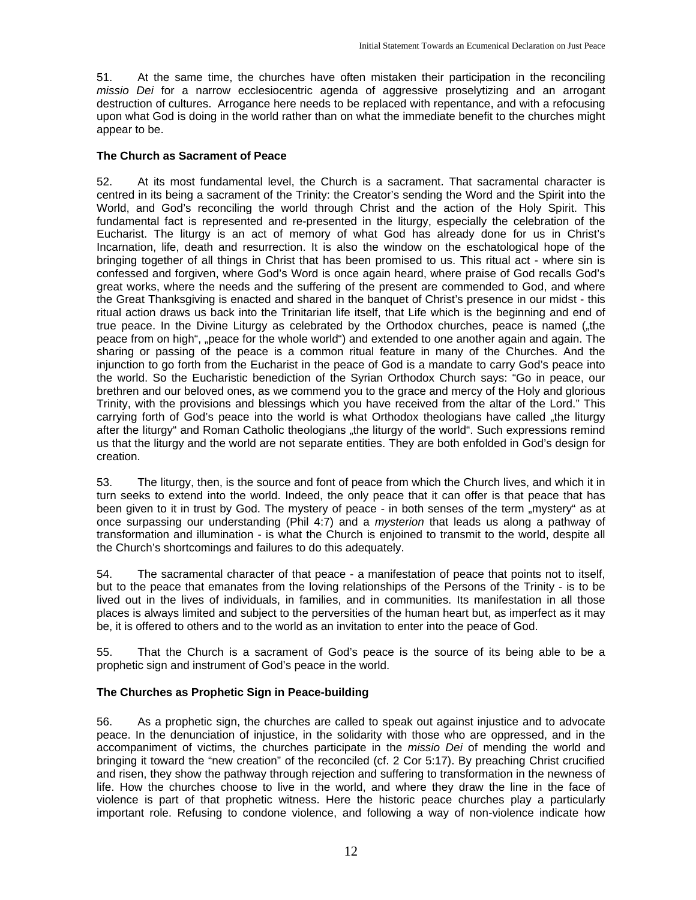51. At the same time, the churches have often mistaken their participation in the reconciling *missio Dei* for a narrow ecclesiocentric agenda of aggressive proselytizing and an arrogant destruction of cultures. Arrogance here needs to be replaced with repentance, and with a refocusing upon what God is doing in the world rather than on what the immediate benefit to the churches might appear to be.

### The Church as Sacrament of Peace

52. At its most fundamental level, the Church is a sacrament. That sacramental character is centred in its being a sacrament of the Trinity: the Creator's sending the Word and the Spirit into the World, and God's reconciling the world through Christ and the action of the Holy Spirit. This fundamental fact is represented and re-presented in the liturgy, especially the celebration of the Eucharist. The liturgy is an act of memory of what God has already done for us in Christ's Incarnation, life, death and resurrection. It is also the window on the eschatological hope of the bringing together of all things in Christ that has been promised to us. This ritual act - where sin is confessed and forgiven, where God's Word is once again heard, where praise of God recalls God's great works, where the needs and the suffering of the present are commended to God, and where the Great Thanksgiving is enacted and shared in the banquet of Christ's presence in our midst - this ritual action draws us back into the Trinitarian life itself, that Life which is the beginning and end of true peace. In the Divine Liturgy as celebrated by the Orthodox churches, peace is named („the peace from on high", „peace for the whole world") and extended to one another again and again. The sharing or passing of the peace is a common ritual feature in many of the Churches. And the injunction to go forth from the Eucharist in the peace of God is a mandate to carry God's peace into the world. So the Eucharistic benediction of the Syrian Orthodox Church says: "Go in peace, our brethren and our beloved ones, as we commend you to the grace and mercy of the Holy and glorious Trinity, with the provisions and blessings which you have received from the altar of the Lord." This carrying forth of God's peace into the world is what Orthodox theologians have called „the liturgy after the liturgy" and Roman Catholic theologians „the liturgy of the world". Such expressions remind us that the liturgy and the world are not separate entities. They are both enfolded in God's design for creation.

53. The liturgy, then, is the source and font of peace from which the Church lives, and which it in turn seeks to extend into the world. Indeed, the only peace that it can offer is that peace that has been given to it in trust by God. The mystery of peace - in both senses of the term „mystery" as at once surpassing our understanding (Phil 4:7) and a *mysterion* that leads us along a pathway of transformation and illumination - is what the Church is enjoined to transmit to the world, despite all the Church's shortcomings and failures to do this adequately.

54. The sacramental character of that peace - a manifestation of peace that points not to itself, but to the peace that emanates from the loving relationships of the Persons of the Trinity - is to be lived out in the lives of individuals, in families, and in communities. Its manifestation in all those places is always limited and subject to the perversities of the human heart but, as imperfect as it may be, it is offered to others and to the world as an invitation to enter into the peace of God.

55. That the Church is a sacrament of God's peace is the source of its being able to be a prophetic sign and instrument of God's peace in the world.

### The Churches as Prophetic Sign in Peace-building

56. As a prophetic sign, the churches are called to speak out against injustice and to advocate peace. In the denunciation of injustice, in the solidarity with those who are oppressed, and in the accompaniment of victims, the churches participate in the *missio Dei* of mending the world and bringing it toward the "new creation" of the reconciled (cf. 2 Cor 5:17). By preaching Christ crucified and risen, they show the pathway through rejection and suffering to transformation in the newness of life. How the churches choose to live in the world, and where they draw the line in the face of violence is part of that prophetic witness. Here the historic peace churches play a particularly important role. Refusing to condone violence, and following a way of non-violence indicate how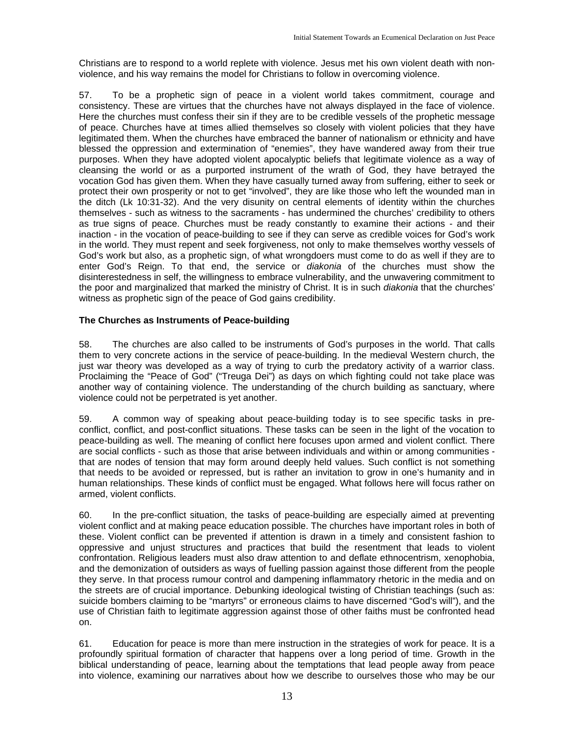Christians are to respond to a world replete with violence. Jesus met his own violent death with non-violence, and his way remains the model for Christians to follow in overcoming violence.

57. To be a prophetic sign of peace in a violent world takes commitment, courage and consistency. These are virtues that the churches have not always displayed in the face of violence. Here the churches must confess their sin if they are to be credible vessels of the prophetic message of peace. Churches have at times allied themselves so closely with violent policies that they have legitimated them. When the churches have embraced the banner of nationalism or ethnicity and have blessed the oppression and extermination of "enemies", they have wandered away from their true purposes. When they have adopted violent apocalyptic beliefs that legitimate violence as a way of cleansing the world or as a purported instrument of the wrath of God, they have betrayed the vocation God has given them. When they have casually turned away from suffering, either to seek or protect their own prosperity or not to get "involved", they are like those who left the wounded man in the ditch (Lk 10:31-32). And the very disunity on central elements of identity within the churches themselves - such as witness to the sacraments - has undermined the churches' credibility to others as true signs of peace. Churches must be ready constantly to examine their actions - and their inaction - in the vocation of peace-building to see if they can serve as credible voices for God's work in the world. They must repent and seek forgiveness, not only to make themselves worthy vessels of God's work but also, as a prophetic sign, of what wrongdoers must come to do as well if they are to enter God's Reign. To that end, the service or *diakonia* of the churches must show the disinterestedness in self, the willingness to embrace vulnerability, and the unwavering commitment to the poor and marginalized that marked the ministry of Christ. It is in such *diakonia* that the churches' witness as prophetic sign of the peace of God gains credibility.

**The Churches as Instruments of Peace-building**

58. The churches are also called to be instruments of God's purposes in the world. That calls them to very concrete actions in the service of peace-building. In the medieval Western church, the just war theory was developed as a way of trying to curb the predatory activity of a warrior class. Proclaiming the "Peace of God" ("Treuga Dei") as days on which fighting could not take place was another way of containing violence. The understanding of the church building as sanctuary, where violence could not be perpetrated is yet another.

59. A common way of speaking about peace-building today is to see specific tasks in pre-conflict, conflict, and post-conflict situations. These tasks can be seen in the light of the vocation to peace-building as well. The meaning of conflict here focuses upon armed and violent conflict. There are social conflicts - such as those that arise between individuals and within or among communities - that are nodes of tension that may form around deeply held values. Such conflict is not something that needs to be avoided or repressed, but is rather an invitation to grow in one's humanity and in human relationships. These kinds of conflict must be engaged. What follows here will focus rather on armed, violent conflicts.

60. In the pre-conflict situation, the tasks of peace-building are especially aimed at preventing violent conflict and at making peace education possible. The churches have important roles in both of these. Violent conflict can be prevented if attention is drawn in a timely and consistent fashion to oppressive and unjust structures and practices that build the resentment that leads to violent confrontation. Religious leaders must also draw attention to and deflate ethnocentrism, xenophobia, and the demonization of outsiders as ways of fuelling passion against those different from the people they serve. In that process rumour control and dampening inflammatory rhetoric in the media and on the streets are of crucial importance. Debunking ideological twisting of Christian teachings (such as: suicide bombers claiming to be "martyrs" or erroneous claims to have discerned "God's will"), and the use of Christian faith to legitimate aggression against those of other faiths must be confronted head on.

61. Education for peace is more than mere instruction in the strategies of work for peace. It is a profoundly spiritual formation of character that happens over a long period of time. Growth in the biblical understanding of peace, learning about the temptations that lead people away from peace into violence, examining our narratives about how we describe to ourselves those who may be our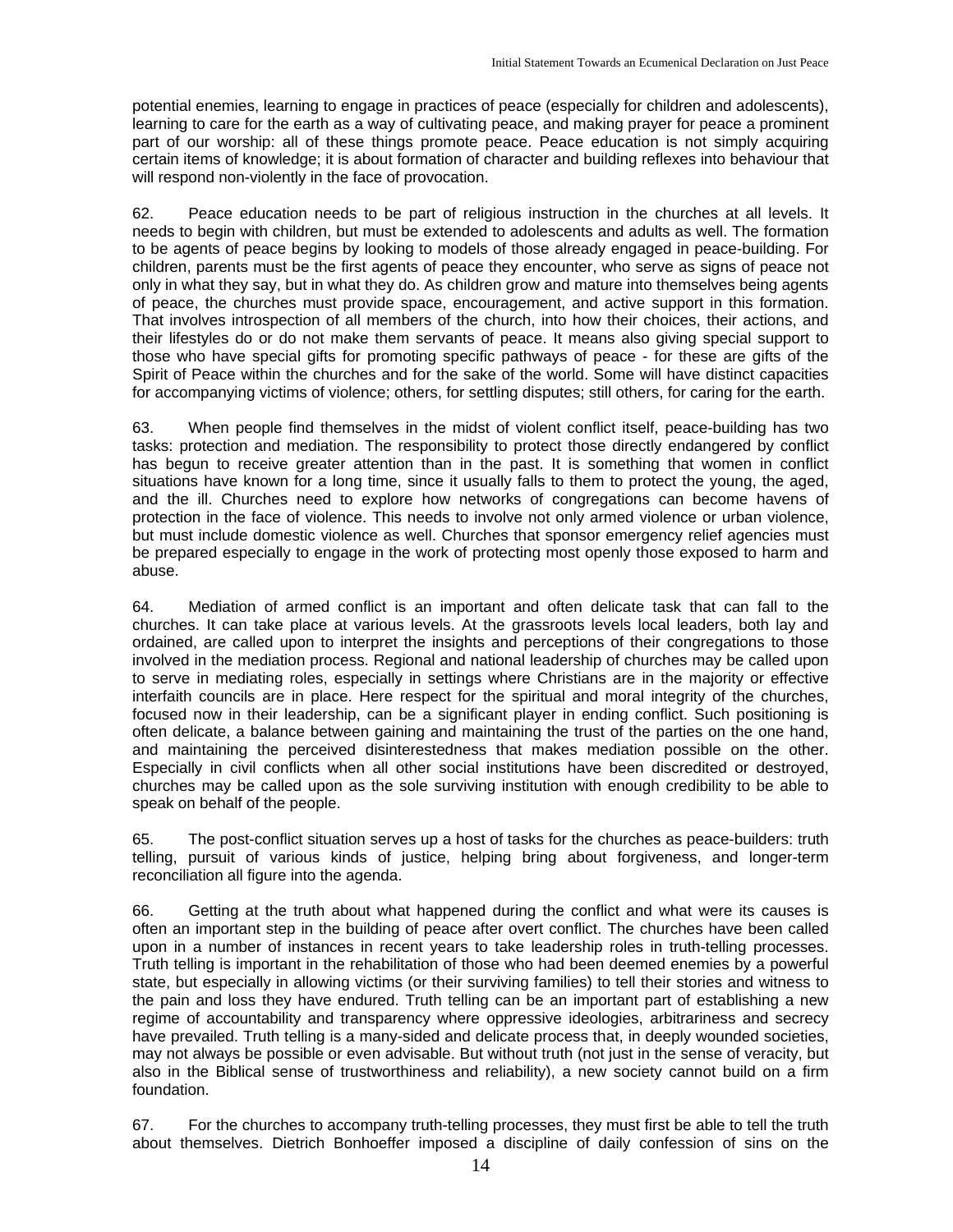potential enemies, learning to engage in practices of peace (especially for children and adolescents), learning to care for the earth as a way of cultivating peace, and making prayer for peace a prominent part of our worship: all of these things promote peace. Peace education is not simply acquiring certain items of knowledge; it is about formation of character and building reflexes into behaviour that will respond non-violently in the face of provocation.

62. Peace education needs to be part of religious instruction in the churches at all levels. It needs to begin with children, but must be extended to adolescents and adults as well. The formation to be agents of peace begins by looking to models of those already engaged in peace-building. For children, parents must be the first agents of peace they encounter, who serve as signs of peace not only in what they say, but in what they do. As children grow and mature into themselves being agents of peace, the churches must provide space, encouragement, and active support in this formation. That involves introspection of all members of the church, into how their choices, their actions, and their lifestyles do or do not make them servants of peace. It means also giving special support to those who have special gifts for promoting specific pathways of peace - for these are gifts of the Spirit of Peace within the churches and for the sake of the world. Some will have distinct capacities for accompanying victims of violence; others, for settling disputes; still others, for caring for the earth.

63. When people find themselves in the midst of violent conflict itself, peace-building has two tasks: protection and mediation. The responsibility to protect those directly endangered by conflict has begun to receive greater attention than in the past. It is something that women in conflict situations have known for a long time, since it usually falls to them to protect the young, the aged, and the ill. Churches need to explore how networks of congregations can become havens of protection in the face of violence. This needs to involve not only armed violence or urban violence, but must include domestic violence as well. Churches that sponsor emergency relief agencies must be prepared especially to engage in the work of protecting most openly those exposed to harm and abuse.

64. Mediation of armed conflict is an important and often delicate task that can fall to the churches. It can take place at various levels. At the grassroots levels local leaders, both lay and ordained, are called upon to interpret the insights and perceptions of their congregations to those involved in the mediation process. Regional and national leadership of churches may be called upon to serve in mediating roles, especially in settings where Christians are in the majority or effective interfaith councils are in place. Here respect for the spiritual and moral integrity of the churches, focused now in their leadership, can be a significant player in ending conflict. Such positioning is often delicate, a balance between gaining and maintaining the trust of the parties on the one hand, and maintaining the perceived disinterestedness that makes mediation possible on the other. Especially in civil conflicts when all other social institutions have been discredited or destroyed, churches may be called upon as the sole surviving institution with enough credibility to be able to speak on behalf of the people.

65. The post-conflict situation serves up a host of tasks for the churches as peace-builders: truth telling, pursuit of various kinds of justice, helping bring about forgiveness, and longer-term reconciliation all figure into the agenda.

66. Getting at the truth about what happened during the conflict and what were its causes is often an important step in the building of peace after overt conflict. The churches have been called upon in a number of instances in recent years to take leadership roles in truth-telling processes. Truth telling is important in the rehabilitation of those who had been deemed enemies by a powerful state, but especially in allowing victims (or their surviving families) to tell their stories and witness to the pain and loss they have endured. Truth telling can be an important part of establishing a new regime of accountability and transparency where oppressive ideologies, arbitrariness and secrecy have prevailed. Truth telling is a many-sided and delicate process that, in deeply wounded societies, may not always be possible or even advisable. But without truth (not just in the sense of veracity, but also in the Biblical sense of trustworthiness and reliability), a new society cannot build on a firm foundation.

67. For the churches to accompany truth-telling processes, they must first be able to tell the truth about themselves. Dietrich Bonhoeffer imposed a discipline of daily confession of sins on the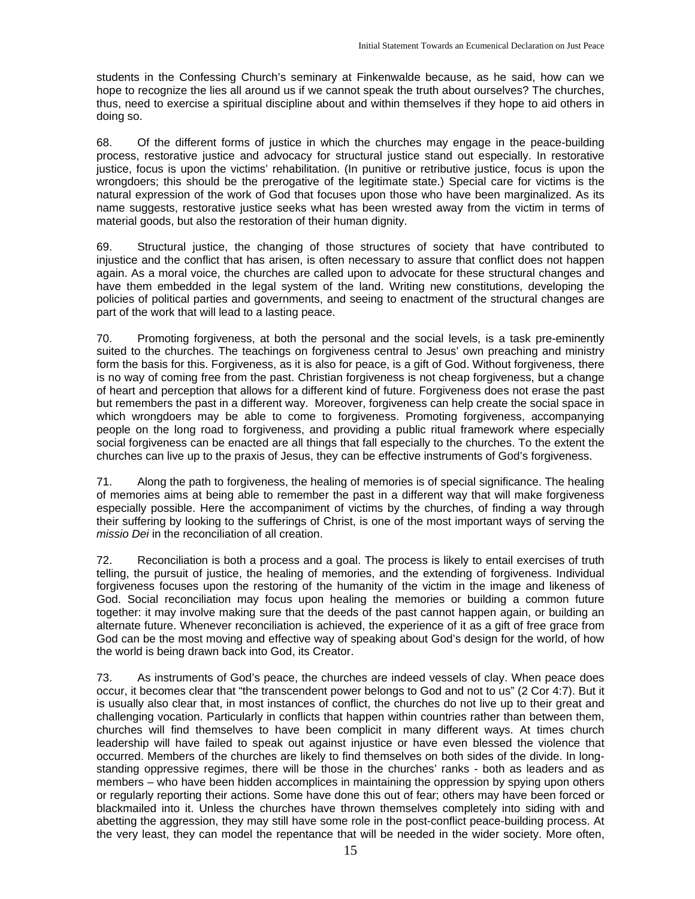students in the Confessing Church's seminary at Finkenwalde because, as he said, how can we hope to recognize the lies all around us if we cannot speak the truth about ourselves? The churches, thus, need to exercise a spiritual discipline about and within themselves if they hope to aid others in doing so.

68. Of the different forms of justice in which the churches may engage in the peace-building process, restorative justice and advocacy for structural justice stand out especially. In restorative justice, focus is upon the victims' rehabilitation. (In punitive or retributive justice, focus is upon the wrongdoers; this should be the prerogative of the legitimate state.) Special care for victims is the natural expression of the work of God that focuses upon those who have been marginalized. As its name suggests, restorative justice seeks what has been wrested away from the victim in terms of material goods, but also the restoration of their human dignity.

69. Structural justice, the changing of those structures of society that have contributed to injustice and the conflict that has arisen, is often necessary to assure that conflict does not happen again. As a moral voice, the churches are called upon to advocate for these structural changes and have them embedded in the legal system of the land. Writing new constitutions, developing the policies of political parties and governments, and seeing to enactment of the structural changes are part of the work that will lead to a lasting peace.

70. Promoting forgiveness, at both the personal and the social levels, is a task pre-eminently suited to the churches. The teachings on forgiveness central to Jesus' own preaching and ministry form the basis for this. Forgiveness, as it is also for peace, is a gift of God. Without forgiveness, there is no way of coming free from the past. Christian forgiveness is not cheap forgiveness, but a change of heart and perception that allows for a different kind of future. Forgiveness does not erase the past but remembers the past in a different way. Moreover, forgiveness can help create the social space in which wrongdoers may be able to come to forgiveness. Promoting forgiveness, accompanying people on the long road to forgiveness, and providing a public ritual framework where especially social forgiveness can be enacted are all things that fall especially to the churches. To the extent the churches can live up to the praxis of Jesus, they can be effective instruments of God's forgiveness.

71. Along the path to forgiveness, the healing of memories is of special significance. The healing of memories aims at being able to remember the past in a different way that will make forgiveness especially possible. Here the accompaniment of victims by the churches, of finding a way through their suffering by looking to the sufferings of Christ, is one of the most important ways of serving the *missio Dei* in the reconciliation of all creation.

72. Reconciliation is both a process and a goal. The process is likely to entail exercises of truth telling, the pursuit of justice, the healing of memories, and the extending of forgiveness. Individual forgiveness focuses upon the restoring of the humanity of the victim in the image and likeness of God. Social reconciliation may focus upon healing the memories or building a common future together: it may involve making sure that the deeds of the past cannot happen again, or building an alternate future. Whenever reconciliation is achieved, the experience of it as a gift of free grace from God can be the most moving and effective way of speaking about God's design for the world, of how the world is being drawn back into God, its Creator.

73. As instruments of God's peace, the churches are indeed vessels of clay. When peace does occur, it becomes clear that "the transcendent power belongs to God and not to us" (2 Cor 4:7). But it is usually also clear that, in most instances of conflict, the churches do not live up to their great and challenging vocation. Particularly in conflicts that happen within countries rather than between them, churches will find themselves to have been complicit in many different ways. At times church leadership will have failed to speak out against injustice or have even blessed the violence that occurred. Members of the churches are likely to find themselves on both sides of the divide. In long-standing oppressive regimes, there will be those in the churches' ranks - both as leaders and as members – who have been hidden accomplices in maintaining the oppression by spying upon others or regularly reporting their actions. Some have done this out of fear; others may have been forced or blackmailed into it. Unless the churches have thrown themselves completely into siding with and abetting the aggression, they may still have some role in the post-conflict peace-building process. At the very least, they can model the repentance that will be needed in the wider society. More often,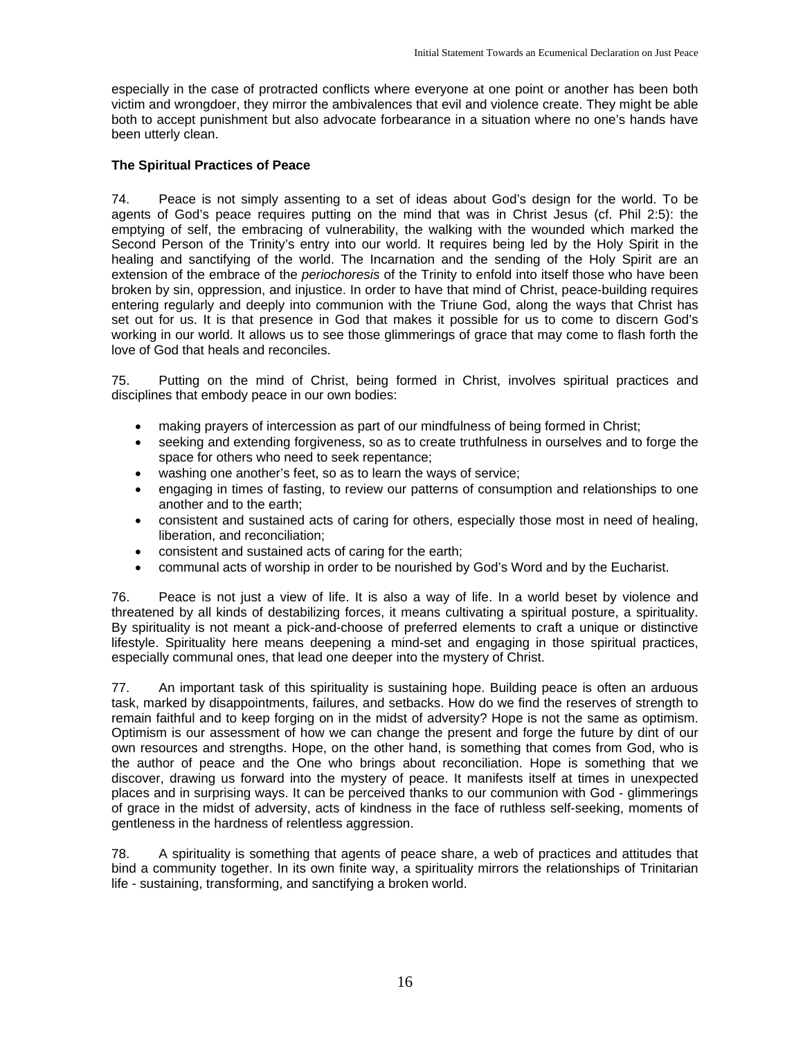especially in the case of protracted conflicts where everyone at one point or another has been both victim and wrongdoer, they mirror the ambivalences that evil and violence create. They might be able both to accept punishment but also advocate forbearance in a situation where no one's hands have been utterly clean.

### The Spiritual Practices of Peace

74. Peace is not simply assenting to a set of ideas about God's design for the world. To be agents of God's peace requires putting on the mind that was in Christ Jesus (cf. Phil 2:5): the emptying of self, the embracing of vulnerability, the walking with the wounded which marked the Second Person of the Trinity's entry into our world. It requires being led by the Holy Spirit in the healing and sanctifying of the world. The Incarnation and the sending of the Holy Spirit are an extension of the embrace of the *periochoresis* of the Trinity to enfold into itself those who have been broken by sin, oppression, and injustice. In order to have that mind of Christ, peace-building requires entering regularly and deeply into communion with the Triune God, along the ways that Christ has set out for us. It is that presence in God that makes it possible for us to come to discern God's working in our world. It allows us to see those glimmerings of grace that may come to flash forth the love of God that heals and reconciles.

75. Putting on the mind of Christ, being formed in Christ, involves spiritual practices and disciplines that embody peace in our own bodies:

- making prayers of intercession as part of our mindfulness of being formed in Christ;
- seeking and extending forgiveness, so as to create truthfulness in ourselves and to forge the space for others who need to seek repentance;
- washing one another's feet, so as to learn the ways of service;
- engaging in times of fasting, to review our patterns of consumption and relationships to one another and to the earth;
- consistent and sustained acts of caring for others, especially those most in need of healing, liberation, and reconciliation;
- consistent and sustained acts of caring for the earth;
- communal acts of worship in order to be nourished by God's Word and by the Eucharist.

76. Peace is not just a view of life. It is also a way of life. In a world beset by violence and threatened by all kinds of destabilizing forces, it means cultivating a spiritual posture, a spirituality. By spirituality is not meant a pick-and-choose of preferred elements to craft a unique or distinctive lifestyle. Spirituality here means deepening a mind-set and engaging in those spiritual practices, especially communal ones, that lead one deeper into the mystery of Christ.

77. An important task of this spirituality is sustaining hope. Building peace is often an arduous task, marked by disappointments, failures, and setbacks. How do we find the reserves of strength to remain faithful and to keep forging on in the midst of adversity? Hope is not the same as optimism. Optimism is our assessment of how we can change the present and forge the future by dint of our own resources and strengths. Hope, on the other hand, is something that comes from God, who is the author of peace and the One who brings about reconciliation. Hope is something that we discover, drawing us forward into the mystery of peace. It manifests itself at times in unexpected places and in surprising ways. It can be perceived thanks to our communion with God - glimmerings of grace in the midst of adversity, acts of kindness in the face of ruthless self-seeking, moments of gentleness in the hardness of relentless aggression.

78. A spirituality is something that agents of peace share, a web of practices and attitudes that bind a community together. In its own finite way, a spirituality mirrors the relationships of Trinitarian life - sustaining, transforming, and sanctifying a broken world.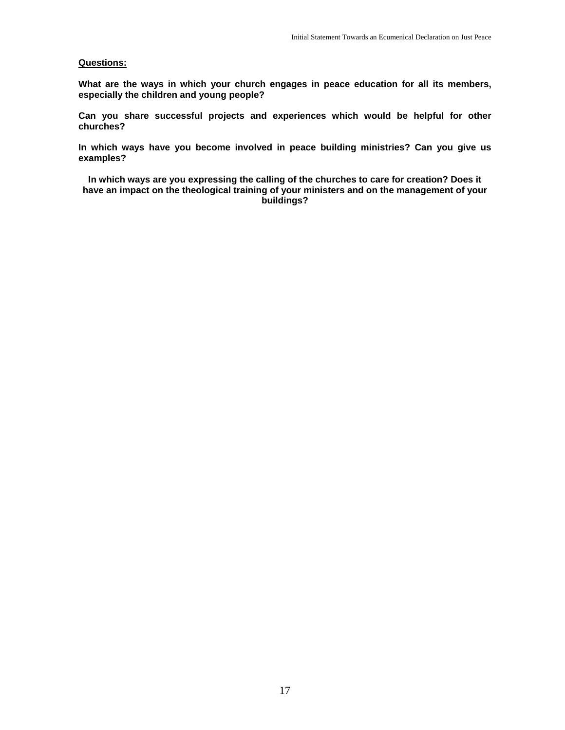<u>**Questions:**</u>

**What are the ways in which your church engages in peace education for all its members, especially the children and young people?**

**Can you share successful projects and experiences which would be helpful for other churches?**

**In which ways have you become involved in peace building ministries? Can you give us examples?**

**In which ways are you expressing the calling of the churches to care for creation? Does it have an impact on the theological training of your ministers and on the management of your buildings?**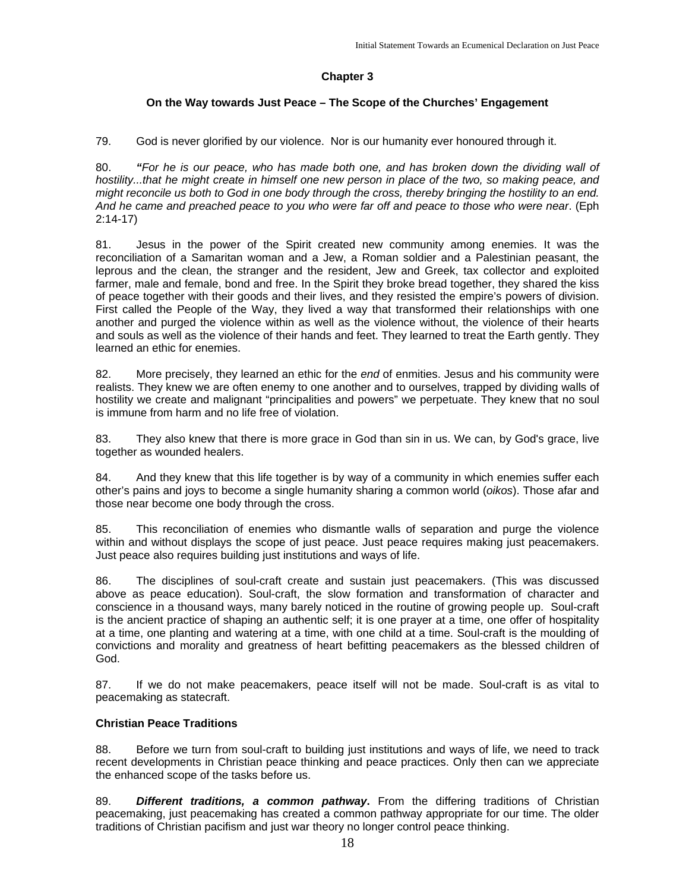## Chapter 3

### On the Way towards Just Peace – The Scope of the Churches' Engagement

79. God is never glorified by our violence. Nor is our humanity ever honoured through it.

80. ***"****For he is our peace, who has made both one, and has broken down the dividing wall of hostility...that he might create in himself one new person in place of the two, so making peace, and might reconcile us both to God in one body through the cross, thereby bringing the hostility to an end. And he came and preached peace to you who were far off and peace to those who were near*. (Eph 2:14-17)

81. Jesus in the power of the Spirit created new community among enemies. It was the reconciliation of a Samaritan woman and a Jew, a Roman soldier and a Palestinian peasant, the leprous and the clean, the stranger and the resident, Jew and Greek, tax collector and exploited farmer, male and female, bond and free. In the Spirit they broke bread together, they shared the kiss of peace together with their goods and their lives, and they resisted the empire's powers of division. First called the People of the Way, they lived a way that transformed their relationships with one another and purged the violence within as well as the violence without, the violence of their hearts and souls as well as the violence of their hands and feet. They learned to treat the Earth gently. They learned an ethic for enemies.

82. More precisely, they learned an ethic for the *end* of enmities. Jesus and his community were realists. They knew we are often enemy to one another and to ourselves, trapped by dividing walls of hostility we create and malignant "principalities and powers" we perpetuate. They knew that no soul is immune from harm and no life free of violation.

83. They also knew that there is more grace in God than sin in us. We can, by God's grace, live together as wounded healers.

84. And they knew that this life together is by way of a community in which enemies suffer each other's pains and joys to become a single humanity sharing a common world (*oikos*). Those afar and those near become one body through the cross.

85. This reconciliation of enemies who dismantle walls of separation and purge the violence within and without displays the scope of just peace. Just peace requires making just peacemakers. Just peace also requires building just institutions and ways of life.

86. The disciplines of soul-craft create and sustain just peacemakers. (This was discussed above as peace education). Soul-craft, the slow formation and transformation of character and conscience in a thousand ways, many barely noticed in the routine of growing people up. Soul-craft is the ancient practice of shaping an authentic self; it is one prayer at a time, one offer of hospitality at a time, one planting and watering at a time, with one child at a time. Soul-craft is the moulding of convictions and morality and greatness of heart befitting peacemakers as the blessed children of God.

87. If we do not make peacemakers, peace itself will not be made. Soul-craft is as vital to peacemaking as statecraft.

### Christian Peace Traditions

88. Before we turn from soul-craft to building just institutions and ways of life, we need to track recent developments in Christian peace thinking and peace practices. Only then can we appreciate the enhanced scope of the tasks before us.

89. ***Different traditions, a common pathway*.** From the differing traditions of Christian peacemaking, just peacemaking has created a common pathway appropriate for our time. The older traditions of Christian pacifism and just war theory no longer control peace thinking.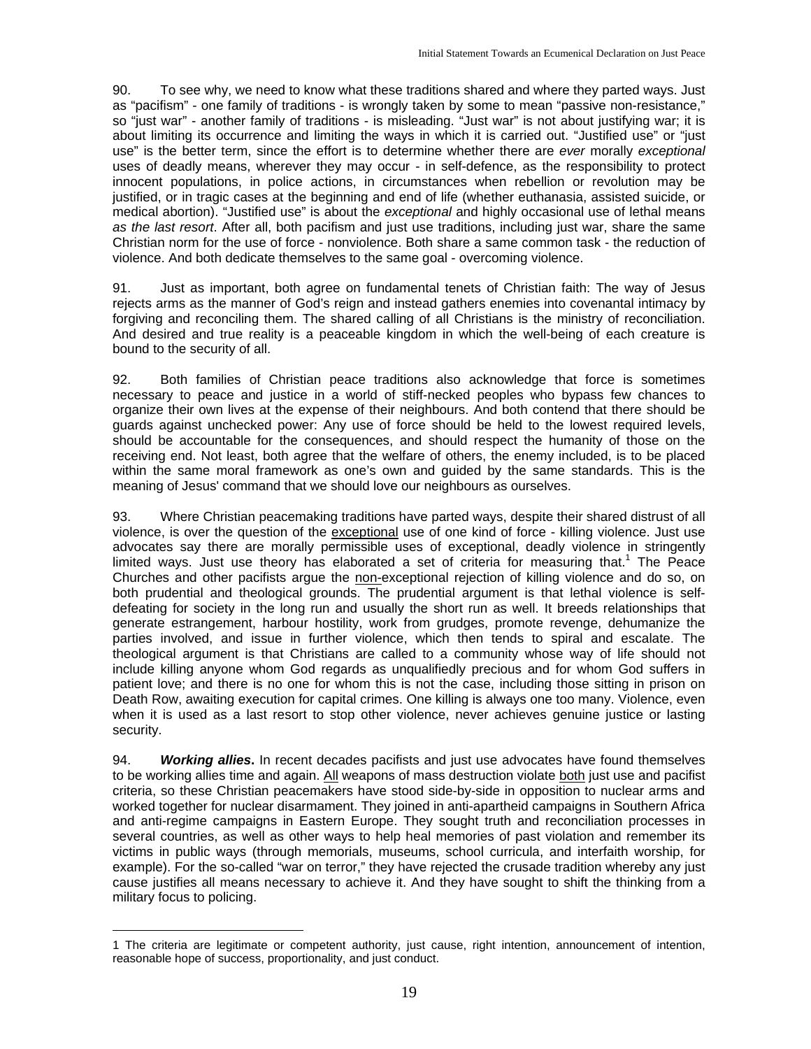90. To see why, we need to know what these traditions shared and where they parted ways. Just as "pacifism" - one family of traditions - is wrongly taken by some to mean "passive non-resistance," so "just war" - another family of traditions - is misleading. "Just war" is not about justifying war; it is about limiting its occurrence and limiting the ways in which it is carried out. "Justified use" or "just use" is the better term, since the effort is to determine whether there are *ever* morally *exceptional* uses of deadly means, wherever they may occur - in self-defence, as the responsibility to protect innocent populations, in police actions, in circumstances when rebellion or revolution may be justified, or in tragic cases at the beginning and end of life (whether euthanasia, assisted suicide, or medical abortion). "Justified use" is about the *exceptional* and highly occasional use of lethal means *as the last resort*. After all, both pacifism and just use traditions, including just war, share the same Christian norm for the use of force - nonviolence. Both share a same common task - the reduction of violence. And both dedicate themselves to the same goal - overcoming violence.

91. Just as important, both agree on fundamental tenets of Christian faith: The way of Jesus rejects arms as the manner of God's reign and instead gathers enemies into covenantal intimacy by forgiving and reconciling them. The shared calling of all Christians is the ministry of reconciliation. And desired and true reality is a peaceable kingdom in which the well-being of each creature is bound to the security of all.

92. Both families of Christian peace traditions also acknowledge that force is sometimes necessary to peace and justice in a world of stiff-necked peoples who bypass few chances to organize their own lives at the expense of their neighbours. And both contend that there should be guards against unchecked power: Any use of force should be held to the lowest required levels, should be accountable for the consequences, and should respect the humanity of those on the receiving end. Not least, both agree that the welfare of others, the enemy included, is to be placed within the same moral framework as one's own and guided by the same standards. This is the meaning of Jesus' command that we should love our neighbours as ourselves.

93. Where Christian peacemaking traditions have parted ways, despite their shared distrust of all violence, is over the question of the exceptional use of one kind of force - killing violence. Just use advocates say there are morally permissible uses of exceptional, deadly violence in stringently limited ways. Just use theory has elaborated a set of criteria for measuring that.[1] The Peace Churches and other pacifists argue the non-exceptional rejection of killing violence and do so, on both prudential and theological grounds. The prudential argument is that lethal violence is self-defeating for society in the long run and usually the short run as well. It breeds relationships that generate estrangement, harbour hostility, work from grudges, promote revenge, dehumanize the parties involved, and issue in further violence, which then tends to spiral and escalate. The theological argument is that Christians are called to a community whose way of life should not include killing anyone whom God regards as unqualifiedly precious and for whom God suffers in patient love; and there is no one for whom this is not the case, including those sitting in prison on Death Row, awaiting execution for capital crimes. One killing is always one too many. Violence, even when it is used as a last resort to stop other violence, never achieves genuine justice or lasting security.

94. ***Working allies***. In recent decades pacifists and just use advocates have found themselves to be working allies time and again. All weapons of mass destruction violate both just use and pacifist criteria, so these Christian peacemakers have stood side-by-side in opposition to nuclear arms and worked together for nuclear disarmament. They joined in anti-apartheid campaigns in Southern Africa and anti-regime campaigns in Eastern Europe. They sought truth and reconciliation processes in several countries, as well as other ways to help heal memories of past violation and remember its victims in public ways (through memorials, museums, school curricula, and interfaith worship, for example). For the so-called "war on terror," they have rejected the crusade tradition whereby any just cause justifies all means necessary to achieve it. And they have sought to shift the thinking from a military focus to policing.

---

1 The criteria are legitimate or competent authority, just cause, right intention, announcement of intention, reasonable hope of success, proportionality, and just conduct.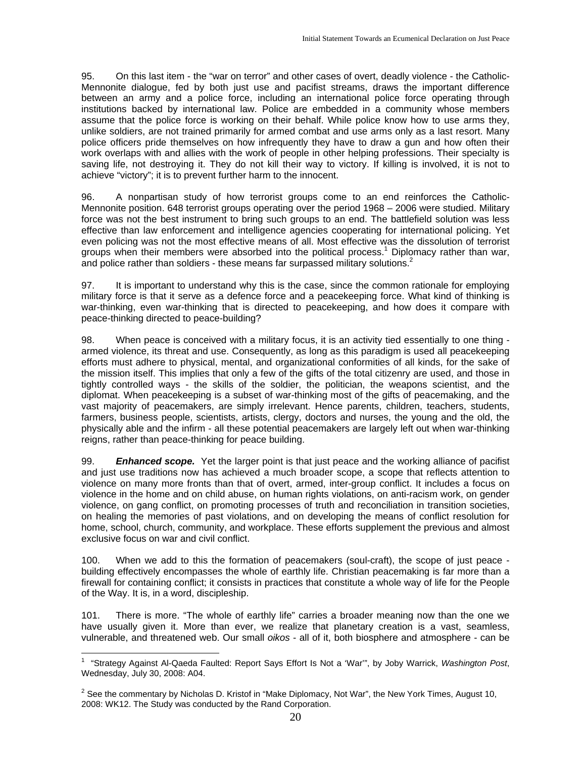95. On this last item - the "war on terror" and other cases of overt, deadly violence - the Catholic-Mennonite dialogue, fed by both just use and pacifist streams, draws the important difference between an army and a police force, including an international police force operating through institutions backed by international law. Police are embedded in a community whose members assume that the police force is working on their behalf. While police know how to use arms they, unlike soldiers, are not trained primarily for armed combat and use arms only as a last resort. Many police officers pride themselves on how infrequently they have to draw a gun and how often their work overlaps with and allies with the work of people in other helping professions. Their specialty is saving life, not destroying it. They do not kill their way to victory. If killing is involved, it is not to achieve "victory"; it is to prevent further harm to the innocent.

96. A nonpartisan study of how terrorist groups come to an end reinforces the Catholic-Mennonite position. 648 terrorist groups operating over the period 1968 – 2006 were studied. Military force was not the best instrument to bring such groups to an end. The battlefield solution was less effective than law enforcement and intelligence agencies cooperating for international policing. Yet even policing was not the most effective means of all. Most effective was the dissolution of terrorist groups when their members were absorbed into the political process.[1] Diplomacy rather than war, and police rather than soldiers - these means far surpassed military solutions.[2]

97. It is important to understand why this is the case, since the common rationale for employing military force is that it serve as a defence force and a peacekeeping force. What kind of thinking is war-thinking, even war-thinking that is directed to peacekeeping, and how does it compare with peace-thinking directed to peace-building?

98. When peace is conceived with a military focus, it is an activity tied essentially to one thing - armed violence, its threat and use. Consequently, as long as this paradigm is used all peacekeeping efforts must adhere to physical, mental, and organizational conformities of all kinds, for the sake of the mission itself. This implies that only a few of the gifts of the total citizenry are used, and those in tightly controlled ways - the skills of the soldier, the politician, the weapons scientist, and the diplomat. When peacekeeping is a subset of war-thinking most of the gifts of peacemaking, and the vast majority of peacemakers, are simply irrelevant. Hence parents, children, teachers, students, farmers, business people, scientists, artists, clergy, doctors and nurses, the young and the old, the physically able and the infirm - all these potential peacemakers are largely left out when war-thinking reigns, rather than peace-thinking for peace building.

99. ***Enhanced scope.*** Yet the larger point is that just peace and the working alliance of pacifist and just use traditions now has achieved a much broader scope, a scope that reflects attention to violence on many more fronts than that of overt, armed, inter-group conflict. It includes a focus on violence in the home and on child abuse, on human rights violations, on anti-racism work, on gender violence, on gang conflict, on promoting processes of truth and reconciliation in transition societies, on healing the memories of past violations, and on developing the means of conflict resolution for home, school, church, community, and workplace. These efforts supplement the previous and almost exclusive focus on war and civil conflict.

100. When we add to this the formation of peacemakers (soul-craft), the scope of just peace - building effectively encompasses the whole of earthly life. Christian peacemaking is far more than a firewall for containing conflict; it consists in practices that constitute a whole way of life for the People of the Way. It is, in a word, discipleship.

101. There is more. "The whole of earthly life" carries a broader meaning now than the one we have usually given it. More than ever, we realize that planetary creation is a vast, seamless, vulnerable, and threatened web. Our small *oikos* - all of it, both biosphere and atmosphere - can be

---

[1] "Strategy Against Al-Qaeda Faulted: Report Says Effort Is Not a 'War'", by Joby Warrick, *Washington Post*, Wednesday, July 30, 2008: A04.

[2] See the commentary by Nicholas D. Kristof in "Make Diplomacy, Not War", the New York Times, August 10, 2008: WK12. The Study was conducted by the Rand Corporation.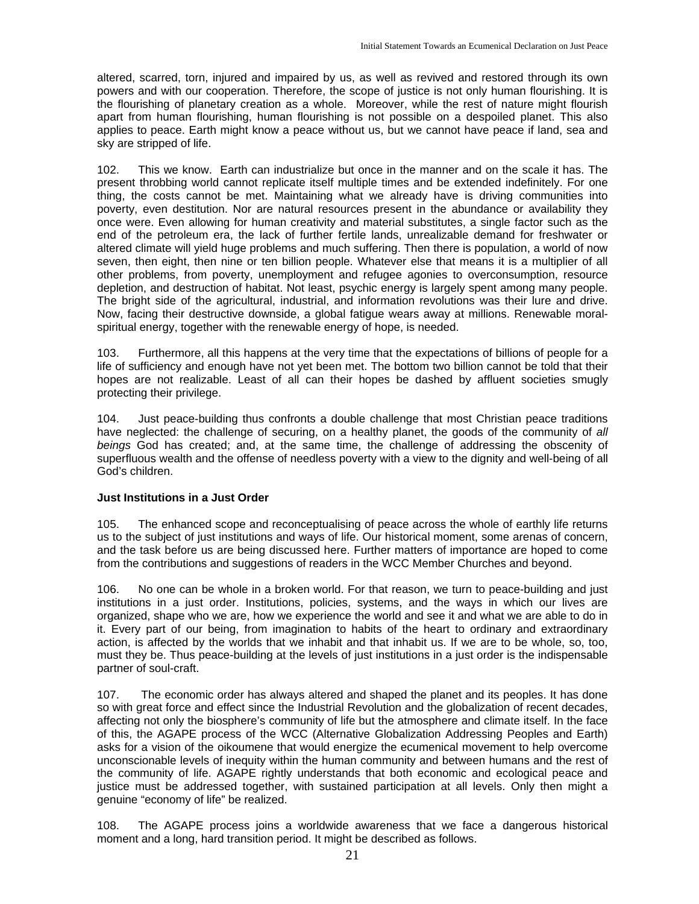altered, scarred, torn, injured and impaired by us, as well as revived and restored through its own powers and with our cooperation. Therefore, the scope of justice is not only human flourishing. It is the flourishing of planetary creation as a whole. Moreover, while the rest of nature might flourish apart from human flourishing, human flourishing is not possible on a despoiled planet. This also applies to peace. Earth might know a peace without us, but we cannot have peace if land, sea and sky are stripped of life.

102. This we know. Earth can industrialize but once in the manner and on the scale it has. The present throbbing world cannot replicate itself multiple times and be extended indefinitely. For one thing, the costs cannot be met. Maintaining what we already have is driving communities into poverty, even destitution. Nor are natural resources present in the abundance or availability they once were. Even allowing for human creativity and material substitutes, a single factor such as the end of the petroleum era, the lack of further fertile lands, unrealizable demand for freshwater or altered climate will yield huge problems and much suffering. Then there is population, a world of now seven, then eight, then nine or ten billion people. Whatever else that means it is a multiplier of all other problems, from poverty, unemployment and refugee agonies to overconsumption, resource depletion, and destruction of habitat. Not least, psychic energy is largely spent among many people. The bright side of the agricultural, industrial, and information revolutions was their lure and drive. Now, facing their destructive downside, a global fatigue wears away at millions. Renewable moral-spiritual energy, together with the renewable energy of hope, is needed.

103. Furthermore, all this happens at the very time that the expectations of billions of people for a life of sufficiency and enough have not yet been met. The bottom two billion cannot be told that their hopes are not realizable. Least of all can their hopes be dashed by affluent societies smugly protecting their privilege.

104. Just peace-building thus confronts a double challenge that most Christian peace traditions have neglected: the challenge of securing, on a healthy planet, the goods of the community of *all beings* God has created; and, at the same time, the challenge of addressing the obscenity of superfluous wealth and the offense of needless poverty with a view to the dignity and well-being of all God's children.

**Just Institutions in a Just Order**

105. The enhanced scope and reconceptualising of peace across the whole of earthly life returns us to the subject of just institutions and ways of life. Our historical moment, some arenas of concern, and the task before us are being discussed here. Further matters of importance are hoped to come from the contributions and suggestions of readers in the WCC Member Churches and beyond.

106. No one can be whole in a broken world. For that reason, we turn to peace-building and just institutions in a just order. Institutions, policies, systems, and the ways in which our lives are organized, shape who we are, how we experience the world and see it and what we are able to do in it. Every part of our being, from imagination to habits of the heart to ordinary and extraordinary action, is affected by the worlds that we inhabit and that inhabit us. If we are to be whole, so, too, must they be. Thus peace-building at the levels of just institutions in a just order is the indispensable partner of soul-craft.

107. The economic order has always altered and shaped the planet and its peoples. It has done so with great force and effect since the Industrial Revolution and the globalization of recent decades, affecting not only the biosphere's community of life but the atmosphere and climate itself. In the face of this, the AGAPE process of the WCC (Alternative Globalization Addressing Peoples and Earth) asks for a vision of the oikoumene that would energize the ecumenical movement to help overcome unconscionable levels of inequity within the human community and between humans and the rest of the community of life. AGAPE rightly understands that both economic and ecological peace and justice must be addressed together, with sustained participation at all levels. Only then might a genuine "economy of life" be realized.

108. The AGAPE process joins a worldwide awareness that we face a dangerous historical moment and a long, hard transition period. It might be described as follows.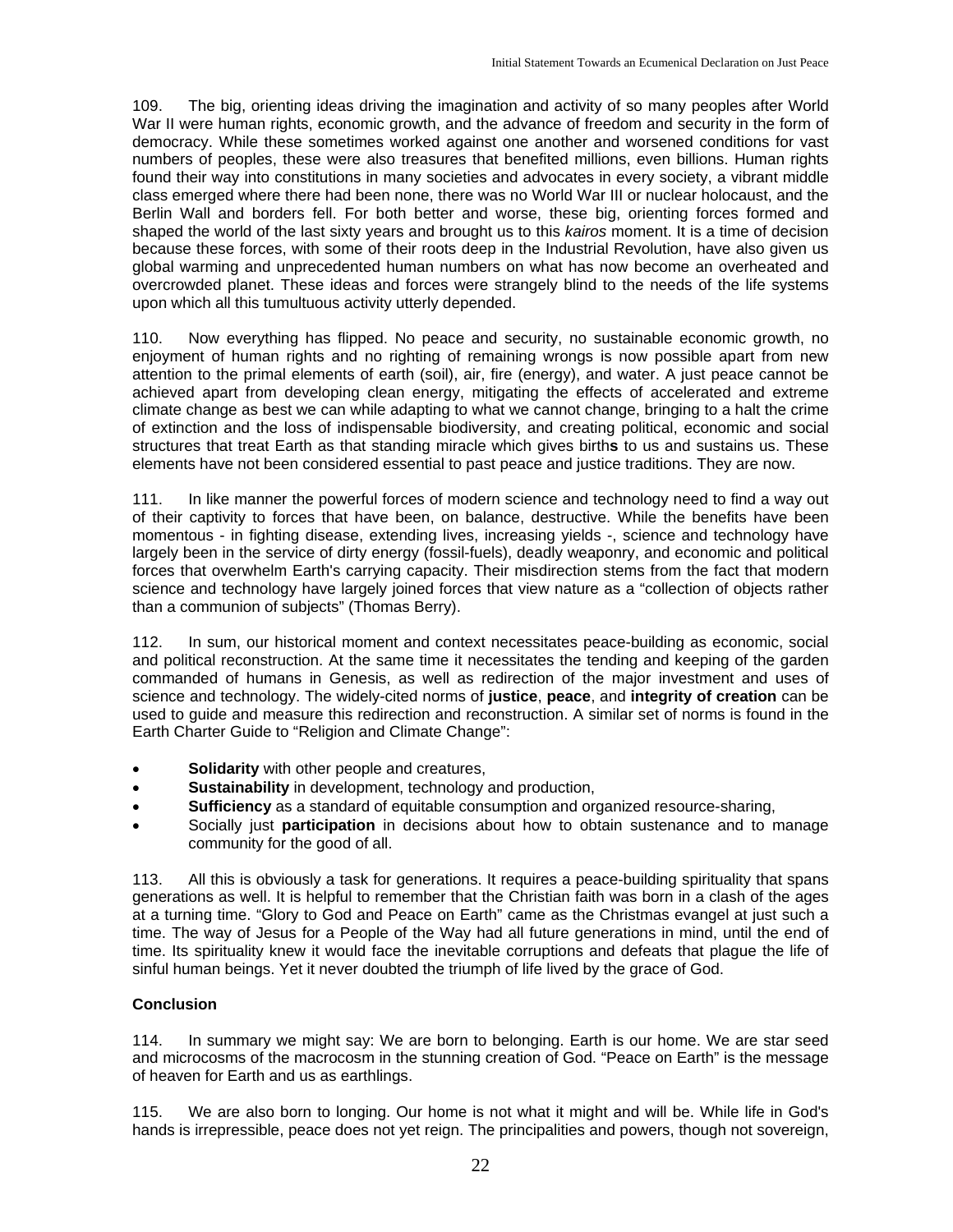109. The big, orienting ideas driving the imagination and activity of so many peoples after World War II were human rights, economic growth, and the advance of freedom and security in the form of democracy. While these sometimes worked against one another and worsened conditions for vast numbers of peoples, these were also treasures that benefited millions, even billions. Human rights found their way into constitutions in many societies and advocates in every society, a vibrant middle class emerged where there had been none, there was no World War III or nuclear holocaust, and the Berlin Wall and borders fell. For both better and worse, these big, orienting forces formed and shaped the world of the last sixty years and brought us to this *kairos* moment. It is a time of decision because these forces, with some of their roots deep in the Industrial Revolution, have also given us global warming and unprecedented human numbers on what has now become an overheated and overcrowded planet. These ideas and forces were strangely blind to the needs of the life systems upon which all this tumultuous activity utterly depended.

110. Now everything has flipped. No peace and security, no sustainable economic growth, no enjoyment of human rights and no righting of remaining wrongs is now possible apart from new attention to the primal elements of earth (soil), air, fire (energy), and water. A just peace cannot be achieved apart from developing clean energy, mitigating the effects of accelerated and extreme climate change as best we can while adapting to what we cannot change, bringing to a halt the crime of extinction and the loss of indispensable biodiversity, and creating political, economic and social structures that treat Earth as that standing miracle which gives birth**s** to us and sustains us. These elements have not been considered essential to past peace and justice traditions. They are now.

111. In like manner the powerful forces of modern science and technology need to find a way out of their captivity to forces that have been, on balance, destructive. While the benefits have been momentous - in fighting disease, extending lives, increasing yields -, science and technology have largely been in the service of dirty energy (fossil-fuels), deadly weaponry, and economic and political forces that overwhelm Earth's carrying capacity. Their misdirection stems from the fact that modern science and technology have largely joined forces that view nature as a "collection of objects rather than a communion of subjects" (Thomas Berry).

112. In sum, our historical moment and context necessitates peace-building as economic, social and political reconstruction. At the same time it necessitates the tending and keeping of the garden commanded of humans in Genesis, as well as redirection of the major investment and uses of science and technology. The widely-cited norms of **justice**, **peace**, and **integrity of creation** can be used to guide and measure this redirection and reconstruction. A similar set of norms is found in the Earth Charter Guide to "Religion and Climate Change":

- **Solidarity** with other people and creatures,
- **Sustainability** in development, technology and production,
- **Sufficiency** as a standard of equitable consumption and organized resource-sharing,
- Socially just **participation** in decisions about how to obtain sustenance and to manage community for the good of all.

113. All this is obviously a task for generations. It requires a peace-building spirituality that spans generations as well. It is helpful to remember that the Christian faith was born in a clash of the ages at a turning time. "Glory to God and Peace on Earth" came as the Christmas evangel at just such a time. The way of Jesus for a People of the Way had all future generations in mind, until the end of time. Its spirituality knew it would face the inevitable corruptions and defeats that plague the life of sinful human beings. Yet it never doubted the triumph of life lived by the grace of God.

## Conclusion

114. In summary we might say: We are born to belonging. Earth is our home. We are star seed and microcosms of the macrocosm in the stunning creation of God. "Peace on Earth" is the message of heaven for Earth and us as earthlings.

115. We are also born to longing. Our home is not what it might and will be. While life in God's hands is irrepressible, peace does not yet reign. The principalities and powers, though not sovereign,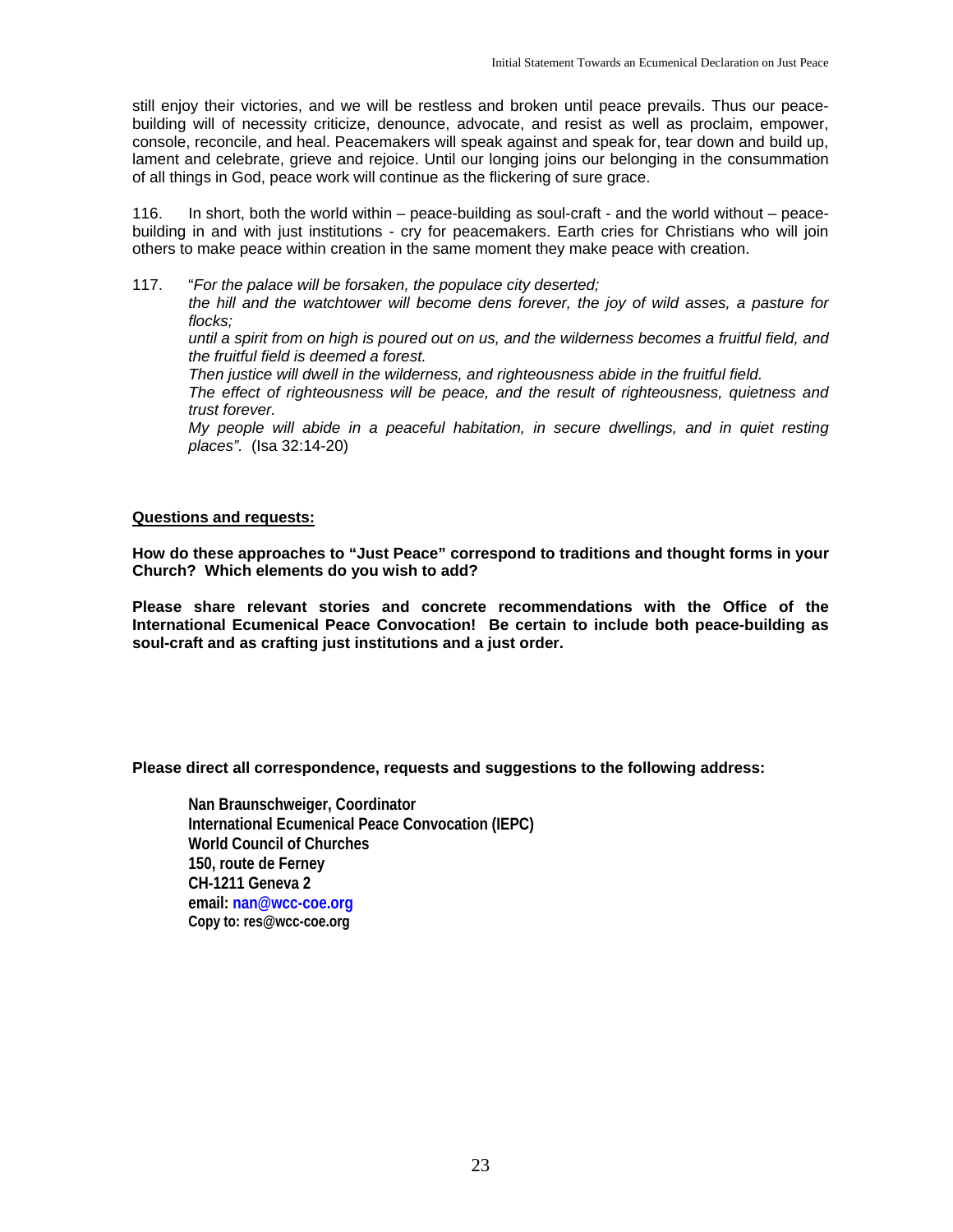still enjoy their victories, and we will be restless and broken until peace prevails. Thus our peace-building will of necessity criticize, denounce, advocate, and resist as well as proclaim, empower, console, reconcile, and heal. Peacemakers will speak against and speak for, tear down and build up, lament and celebrate, grieve and rejoice. Until our longing joins our belonging in the consummation of all things in God, peace work will continue as the flickering of sure grace.

116. In short, both the world within – peace-building as soul-craft - and the world without – peace-building in and with just institutions - cry for peacemakers. Earth cries for Christians who will join others to make peace within creation in the same moment they make peace with creation.

117. "*For the palace will be forsaken, the populace city deserted;*
*the hill and the watchtower will become dens forever, the joy of wild asses, a pasture for flocks;*
*until a spirit from on high is poured out on us, and the wilderness becomes a fruitful field, and the fruitful field is deemed a forest.*
*Then justice will dwell in the wilderness, and righteousness abide in the fruitful field.*
*The effect of righteousness will be peace, and the result of righteousness, quietness and trust forever.*
*My people will abide in a peaceful habitation, in secure dwellings, and in quiet resting places".* (Isa 32:14-20)

**Questions and requests:**

**How do these approaches to "Just Peace" correspond to traditions and thought forms in your Church? Which elements do you wish to add?**

**Please share relevant stories and concrete recommendations with the Office of the International Ecumenical Peace Convocation! Be certain to include both peace-building as soul-craft and as crafting just institutions and a just order.**

**Please direct all correspondence, requests and suggestions to the following address:**

**Nan Braunschweiger, Coordinator**
**International Ecumenical Peace Convocation (IEPC)**
**World Council of Churches**
**150, route de Ferney**
**CH-1211 Geneva 2**
**email: nan@wcc-coe.org**
**Copy to: res@wcc-coe.org**